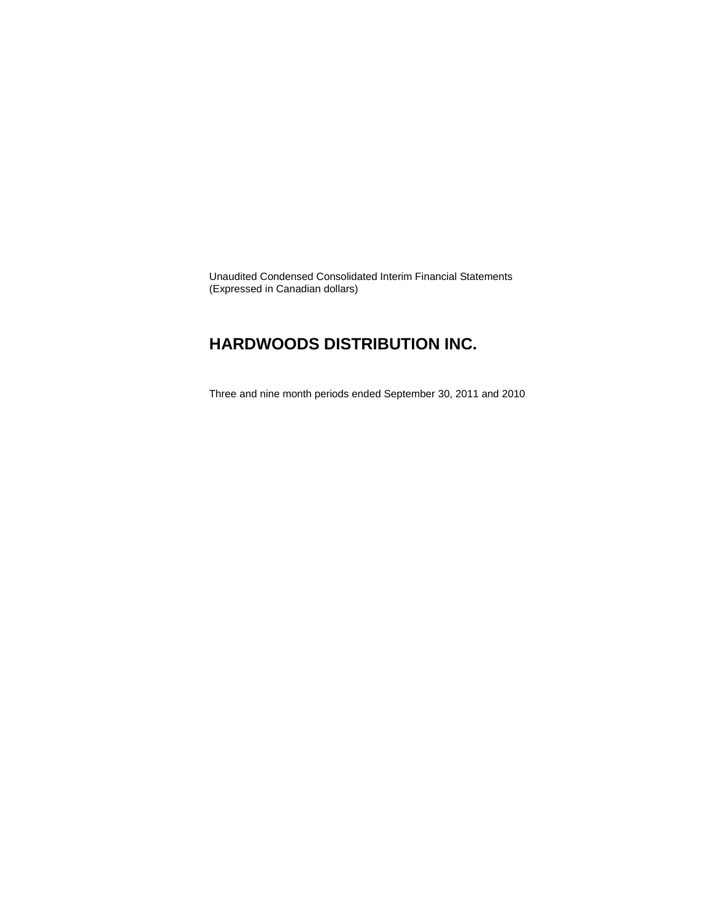Unaudited Condensed Consolidated Interim Financial Statements
(Expressed in Canadian dollars)

# HARDWOODS DISTRIBUTION INC.

Three and nine month periods ended September 30, 2011 and 2010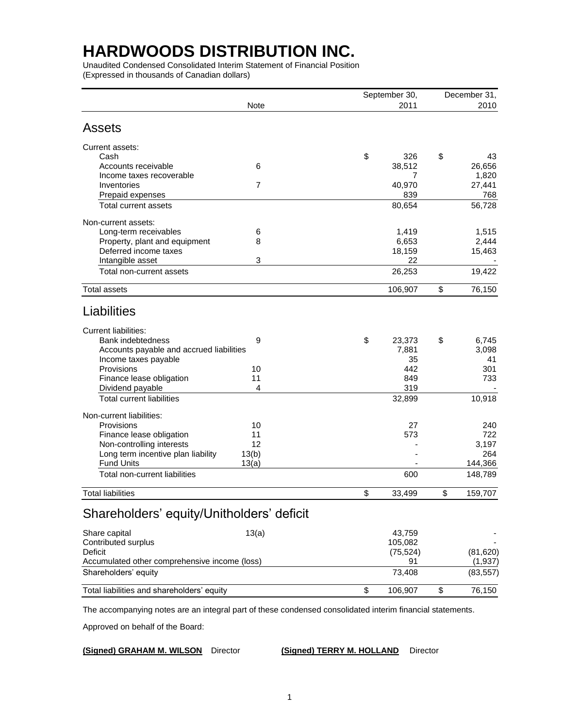# HARDWOODS DISTRIBUTION INC.

Unaudited Condensed Consolidated Interim Statement of Financial Position
(Expressed in thousands of Canadian dollars)

| | Note | September 30, 2011 | December 31, 2010 |
|---|---|---|---|
| **Assets** | | | |
| Current assets: | | | |
| Cash | | $ 326 | $ 43 |
| Accounts receivable | 6 | 38,512 | 26,656 |
| Income taxes recoverable | | 7 | 1,820 |
| Inventories | 7 | 40,970 | 27,441 |
| Prepaid expenses | | 839 | 768 |
| Total current assets | | 80,654 | 56,728 |
| Non-current assets: | | | |
| Long-term receivables | 6 | 1,419 | 1,515 |
| Property, plant and equipment | 8 | 6,653 | 2,444 |
| Deferred income taxes | | 18,159 | 15,463 |
| Intangible asset | 3 | 22 | - |
| Total non-current assets | | 26,253 | 19,422 |
| Total assets | | 106,907 | $ 76,150 |
| **Liabilities** | | | |
| Current liabilities: | | | |
| Bank indebtedness | 9 | $ 23,373 | $ 6,745 |
| Accounts payable and accrued liabilities | | 7,881 | 3,098 |
| Income taxes payable | | 35 | 41 |
| Provisions | 10 | 442 | 301 |
| Finance lease obligation | 11 | 849 | 733 |
| Dividend payable | 4 | 319 | - |
| Total current liabilities | | 32,899 | 10,918 |
| Non-current liabilities: | | | |
| Provisions | 10 | 27 | 240 |
| Finance lease obligation | 11 | 573 | 722 |
| Non-controlling interests | 12 | - | 3,197 |
| Long term incentive plan liability | 13(b) | - | 264 |
| Fund Units | 13(a) | - | 144,366 |
| Total non-current liabilities | | 600 | 148,789 |
| Total liabilities | | $ 33,499 | $ 159,707 |
| **Shareholders' equity/Unitholders' deficit** | | | |
| Share capital | 13(a) | 43,759 | - |
| Contributed surplus | | 105,082 | - |
| Deficit | | (75,524) | (81,620) |
| Accumulated other comprehensive income (loss) | | 91 | (1,937) |
| Shareholders' equity | | 73,408 | (83,557) |
| Total liabilities and shareholders' equity | | $ 106,907 | $ 76,150 |

The accompanying notes are an integral part of these condensed consolidated interim financial statements.

Approved on behalf of the Board:

**(Signed) GRAHAM M. WILSON** Director **(Signed) TERRY M. HOLLAND** Director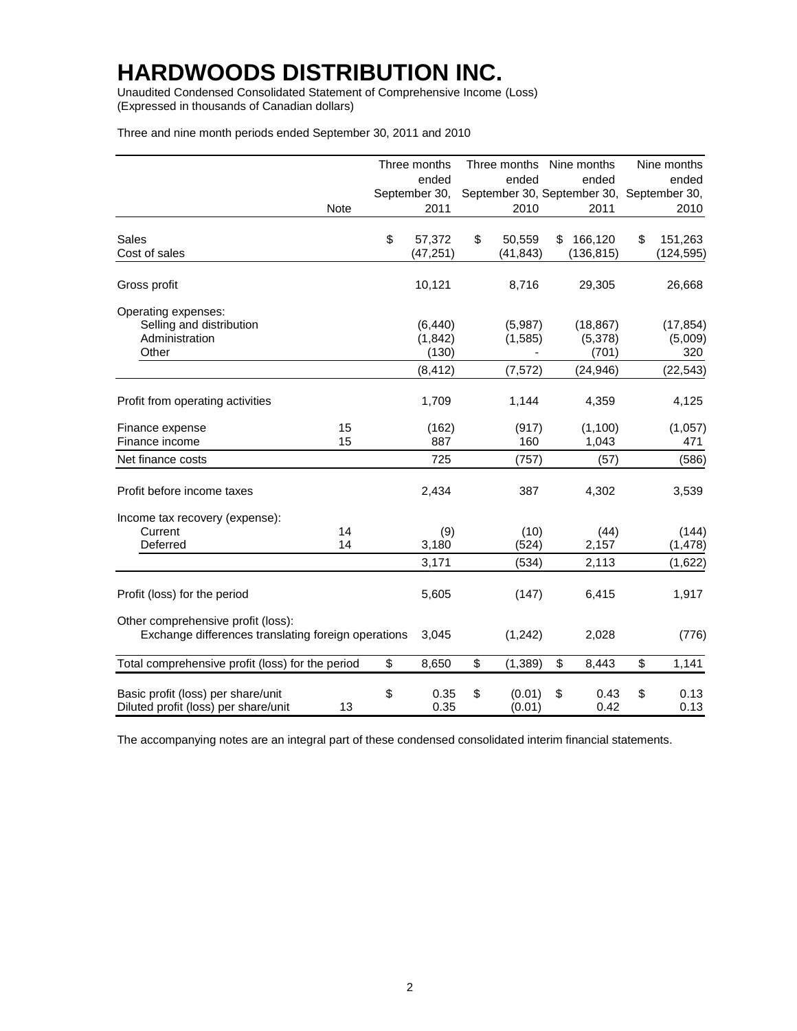# HARDWOODS DISTRIBUTION INC.

Unaudited Condensed Consolidated Statement of Comprehensive Income (Loss)
(Expressed in thousands of Canadian dollars)

Three and nine month periods ended September 30, 2011 and 2010

| | Note | Three months ended September 30, 2011 | Three months ended September 30, 2010 | Nine months ended September 30, 2011 | Nine months ended September 30, 2010 |
|---|---|---|---|---|---|
| Sales | | $ 57,372 | $ 50,559 | $ 166,120 | $ 151,263 |
| Cost of sales | | (47,251) | (41,843) | (136,815) | (124,595) |
| Gross profit | | 10,121 | 8,716 | 29,305 | 26,668 |
| Operating expenses: | | | | | |
| Selling and distribution | | (6,440) | (5,987) | (18,867) | (17,854) |
| Administration | | (1,842) | (1,585) | (5,378) | (5,009) |
| Other | | (130) | - | (701) | 320 |
| | | (8,412) | (7,572) | (24,946) | (22,543) |
| Profit from operating activities | | 1,709 | 1,144 | 4,359 | 4,125 |
| Finance expense | 15 | (162) | (917) | (1,100) | (1,057) |
| Finance income | 15 | 887 | 160 | 1,043 | 471 |
| Net finance costs | | 725 | (757) | (57) | (586) |
| Profit before income taxes | | 2,434 | 387 | 4,302 | 3,539 |
| Income tax recovery (expense): | | | | | |
| Current | 14 | (9) | (10) | (44) | (144) |
| Deferred | 14 | 3,180 | (524) | 2,157 | (1,478) |
| | | 3,171 | (534) | 2,113 | (1,622) |
| Profit (loss) for the period | | 5,605 | (147) | 6,415 | 1,917 |
| Other comprehensive profit (loss): | | | | | |
| Exchange differences translating foreign operations | | 3,045 | (1,242) | 2,028 | (776) |
| Total comprehensive profit (loss) for the period | | $ 8,650 | $ (1,389) | $ 8,443 | $ 1,141 |
| Basic profit (loss) per share/unit | | $ 0.35 | $ (0.01) | $ 0.43 | $ 0.13 |
| Diluted profit (loss) per share/unit | 13 | 0.35 | (0.01) | 0.42 | 0.13 |

The accompanying notes are an integral part of these condensed consolidated interim financial statements.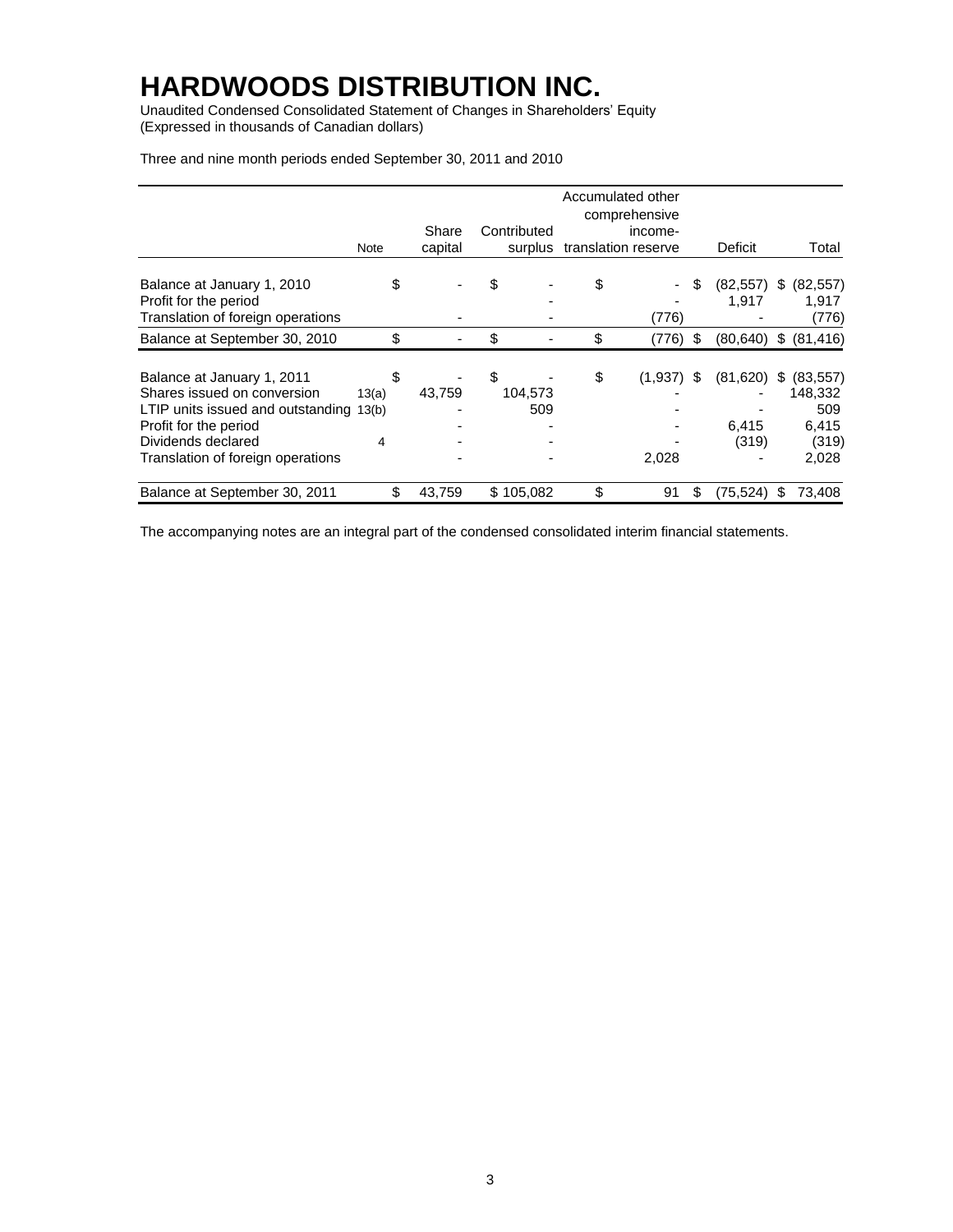# HARDWOODS DISTRIBUTION INC.

Unaudited Condensed Consolidated Statement of Changes in Shareholders' Equity
(Expressed in thousands of Canadian dollars)

Three and nine month periods ended September 30, 2011 and 2010

| | Note | Share capital | Contributed surplus | Accumulated other comprehensive income-translation reserve | Deficit | Total |
|---|---|---|---|---|---|---|
| Balance at January 1, 2010 | | $ - | $ - | $ - | $ (82,557) | $ (82,557) |
| Profit for the period | | | - | - | 1,917 | 1,917 |
| Translation of foreign operations | | - | - | (776) | - | (776) |
| Balance at September 30, 2010 | | $ - | $ - | $ (776) | $ (80,640) | $ (81,416) |
| | | | | | | |
| Balance at January 1, 2011 | | $ - | $ - | $ (1,937) | $ (81,620) | $ (83,557) |
| Shares issued on conversion | 13(a) | 43,759 | 104,573 | - | - | 148,332 |
| LTIP units issued and outstanding | 13(b) | - | 509 | - | - | 509 |
| Profit for the period | | - | - | - | 6,415 | 6,415 |
| Dividends declared | 4 | - | - | - | (319) | (319) |
| Translation of foreign operations | | - | - | 2,028 | - | 2,028 |
| Balance at September 30, 2011 | | $ 43,759 | $ 105,082 | $ 91 | $ (75,524) | $ 73,408 |

The accompanying notes are an integral part of the condensed consolidated interim financial statements.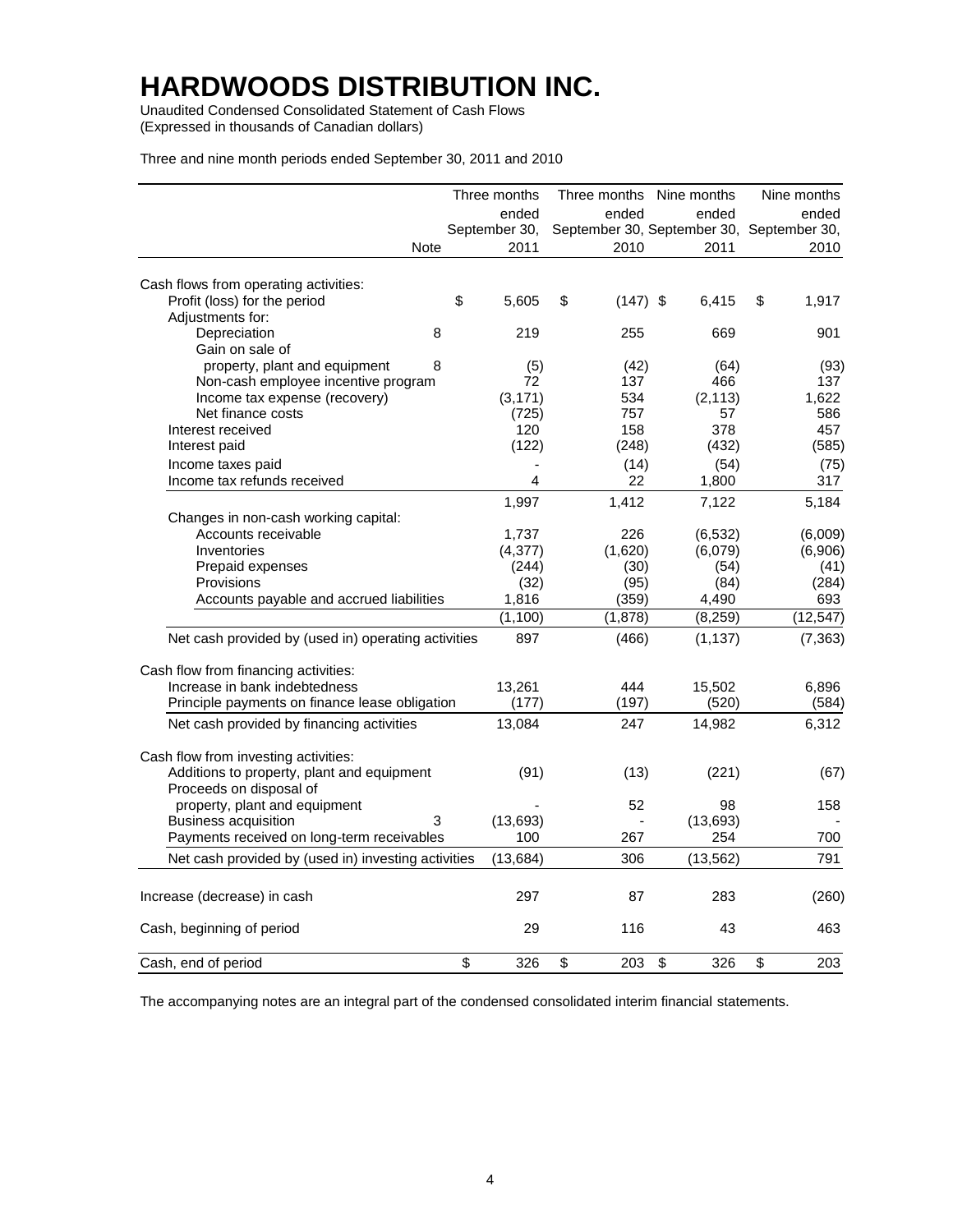# HARDWOODS DISTRIBUTION INC.

Unaudited Condensed Consolidated Statement of Cash Flows
(Expressed in thousands of Canadian dollars)

Three and nine month periods ended September 30, 2011 and 2010

| | Note | Three months ended September 30, 2011 | Three months ended September 30, 2010 | Nine months ended September 30, 2011 | Nine months ended September 30, 2010 |
|---|---|---|---|---|---|
| Cash flows from operating activities: | | | | | |
| Profit (loss) for the period | | $ 5,605 | $ (147) | $ 6,415 | $ 1,917 |
| Adjustments for: | | | | | |
| Depreciation | 8 | 219 | 255 | 669 | 901 |
| Gain on sale of property, plant and equipment | 8 | (5) | (42) | (64) | (93) |
| Non-cash employee incentive program | | 72 | 137 | 466 | 137 |
| Income tax expense (recovery) | | (3,171) | 534 | (2,113) | 1,622 |
| Net finance costs | | (725) | 757 | 57 | 586 |
| Interest received | | 120 | 158 | 378 | 457 |
| Interest paid | | (122) | (248) | (432) | (585) |
| Income taxes paid | | - | (14) | (54) | (75) |
| Income tax refunds received | | 4 | 22 | 1,800 | 317 |
| | | 1,997 | 1,412 | 7,122 | 5,184 |
| Changes in non-cash working capital: | | | | | |
| Accounts receivable | | 1,737 | 226 | (6,532) | (6,009) |
| Inventories | | (4,377) | (1,620) | (6,079) | (6,906) |
| Prepaid expenses | | (244) | (30) | (54) | (41) |
| Provisions | | (32) | (95) | (84) | (284) |
| Accounts payable and accrued liabilities | | 1,816 | (359) | 4,490 | 693 |
| | | (1,100) | (1,878) | (8,259) | (12,547) |
| Net cash provided by (used in) operating activities | | 897 | (466) | (1,137) | (7,363) |
| Cash flow from financing activities: | | | | | |
| Increase in bank indebtedness | | 13,261 | 444 | 15,502 | 6,896 |
| Principle payments on finance lease obligation | | (177) | (197) | (520) | (584) |
| Net cash provided by financing activities | | 13,084 | 247 | 14,982 | 6,312 |
| Cash flow from investing activities: | | | | | |
| Additions to property, plant and equipment | | (91) | (13) | (221) | (67) |
| Proceeds on disposal of property, plant and equipment | | - | 52 | 98 | 158 |
| Business acquisition | 3 | (13,693) | - | (13,693) | - |
| Payments received on long-term receivables | | 100 | 267 | 254 | 700 |
| Net cash provided by (used in) investing activities | | (13,684) | 306 | (13,562) | 791 |
| Increase (decrease) in cash | | 297 | 87 | 283 | (260) |
| Cash, beginning of period | | 29 | 116 | 43 | 463 |
| Cash, end of period | | $ 326 | $ 203 | $ 326 | $ 203 |

The accompanying notes are an integral part of the condensed consolidated interim financial statements.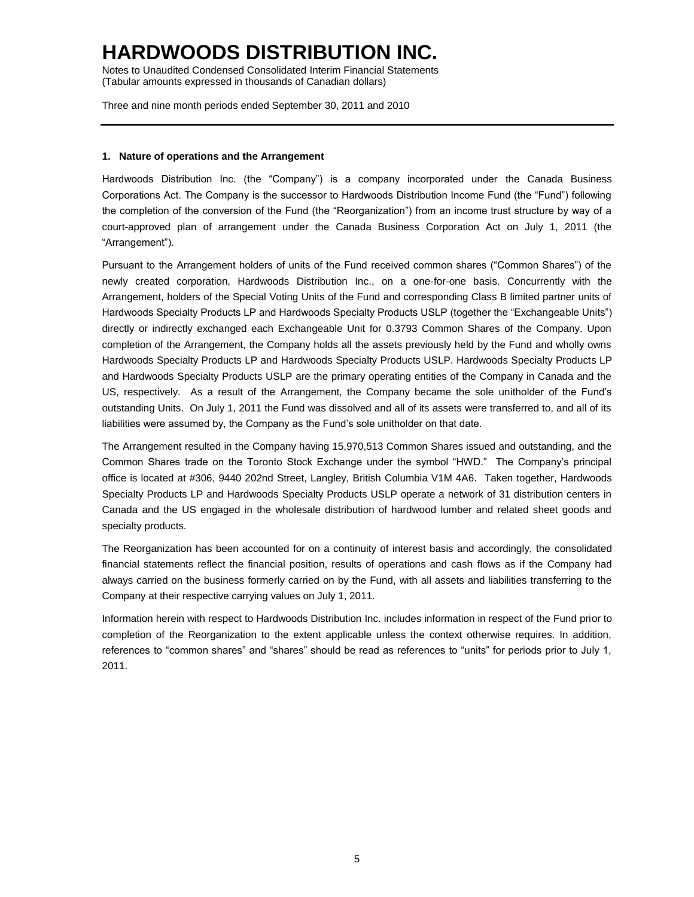# HARDWOODS DISTRIBUTION INC.

Notes to Unaudited Condensed Consolidated Interim Financial Statements
(Tabular amounts expressed in thousands of Canadian dollars)

Three and nine month periods ended September 30, 2011 and 2010

### 1. Nature of operations and the Arrangement

Hardwoods Distribution Inc. (the "Company") is a company incorporated under the Canada Business Corporations Act. The Company is the successor to Hardwoods Distribution Income Fund (the "Fund") following the completion of the conversion of the Fund (the "Reorganization") from an income trust structure by way of a court-approved plan of arrangement under the Canada Business Corporation Act on July 1, 2011 (the "Arrangement").

Pursuant to the Arrangement holders of units of the Fund received common shares ("Common Shares") of the newly created corporation, Hardwoods Distribution Inc., on a one-for-one basis. Concurrently with the Arrangement, holders of the Special Voting Units of the Fund and corresponding Class B limited partner units of Hardwoods Specialty Products LP and Hardwoods Specialty Products USLP (together the "Exchangeable Units") directly or indirectly exchanged each Exchangeable Unit for 0.3793 Common Shares of the Company. Upon completion of the Arrangement, the Company holds all the assets previously held by the Fund and wholly owns Hardwoods Specialty Products LP and Hardwoods Specialty Products USLP. Hardwoods Specialty Products LP and Hardwoods Specialty Products USLP are the primary operating entities of the Company in Canada and the US, respectively. As a result of the Arrangement, the Company became the sole unitholder of the Fund's outstanding Units. On July 1, 2011 the Fund was dissolved and all of its assets were transferred to, and all of its liabilities were assumed by, the Company as the Fund's sole unitholder on that date.

The Arrangement resulted in the Company having 15,970,513 Common Shares issued and outstanding, and the Common Shares trade on the Toronto Stock Exchange under the symbol "HWD." The Company's principal office is located at #306, 9440 202nd Street, Langley, British Columbia V1M 4A6. Taken together, Hardwoods Specialty Products LP and Hardwoods Specialty Products USLP operate a network of 31 distribution centers in Canada and the US engaged in the wholesale distribution of hardwood lumber and related sheet goods and specialty products.

The Reorganization has been accounted for on a continuity of interest basis and accordingly, the consolidated financial statements reflect the financial position, results of operations and cash flows as if the Company had always carried on the business formerly carried on by the Fund, with all assets and liabilities transferring to the Company at their respective carrying values on July 1, 2011.

Information herein with respect to Hardwoods Distribution Inc. includes information in respect of the Fund prior to completion of the Reorganization to the extent applicable unless the context otherwise requires. In addition, references to "common shares" and "shares" should be read as references to "units" for periods prior to July 1, 2011.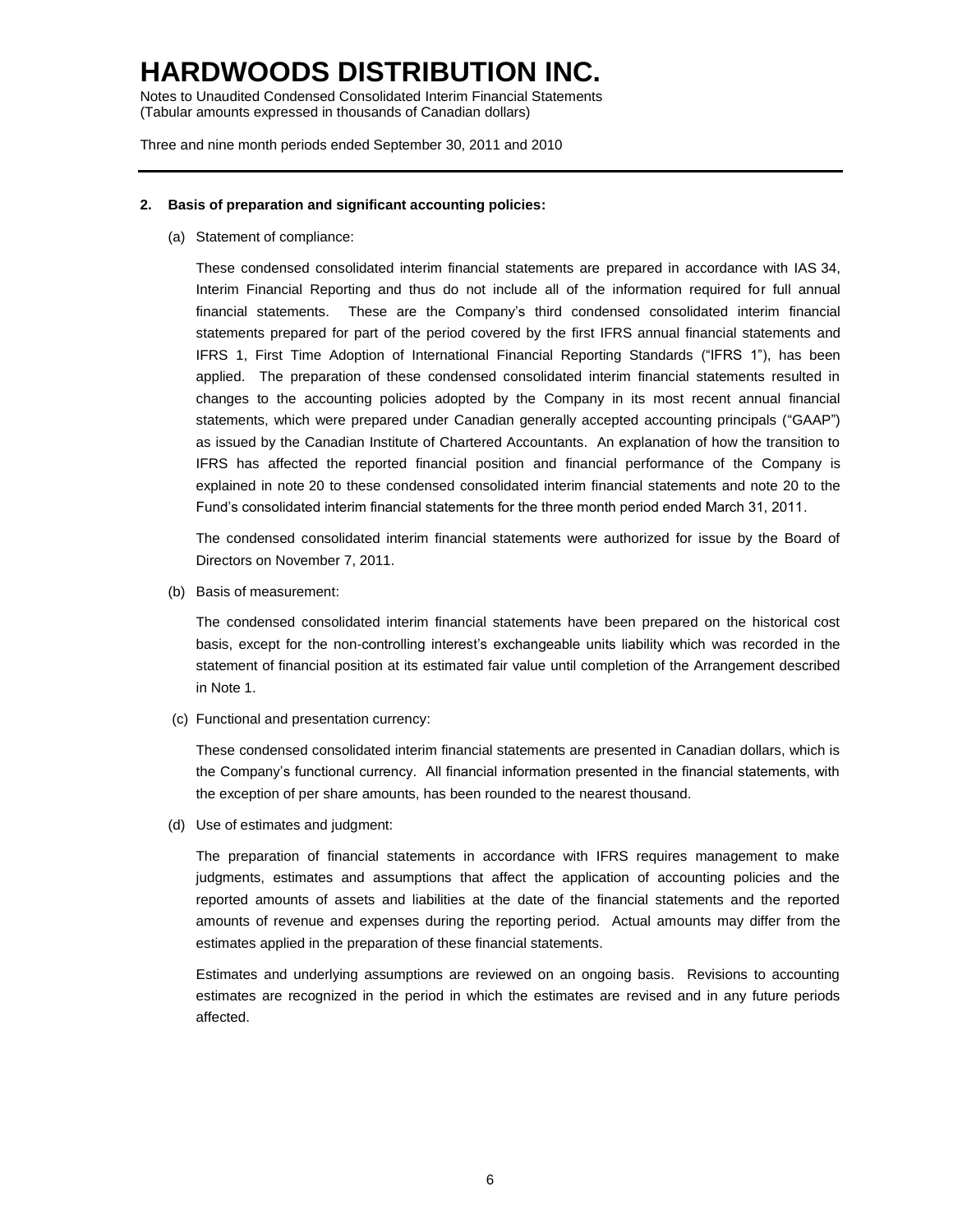# HARDWOODS DISTRIBUTION INC.

Notes to Unaudited Condensed Consolidated Interim Financial Statements
(Tabular amounts expressed in thousands of Canadian dollars)

Three and nine month periods ended September 30, 2011 and 2010

**2. Basis of preparation and significant accounting policies:**

(a) Statement of compliance:

These condensed consolidated interim financial statements are prepared in accordance with IAS 34, Interim Financial Reporting and thus do not include all of the information required for full annual financial statements. These are the Company's third condensed consolidated interim financial statements prepared for part of the period covered by the first IFRS annual financial statements and IFRS 1, First Time Adoption of International Financial Reporting Standards ("IFRS 1"), has been applied. The preparation of these condensed consolidated interim financial statements resulted in changes to the accounting policies adopted by the Company in its most recent annual financial statements, which were prepared under Canadian generally accepted accounting principals ("GAAP") as issued by the Canadian Institute of Chartered Accountants. An explanation of how the transition to IFRS has affected the reported financial position and financial performance of the Company is explained in note 20 to these condensed consolidated interim financial statements and note 20 to the Fund's consolidated interim financial statements for the three month period ended March 31, 2011.

The condensed consolidated interim financial statements were authorized for issue by the Board of Directors on November 7, 2011.

(b) Basis of measurement:

The condensed consolidated interim financial statements have been prepared on the historical cost basis, except for the non-controlling interest's exchangeable units liability which was recorded in the statement of financial position at its estimated fair value until completion of the Arrangement described in Note 1.

(c) Functional and presentation currency:

These condensed consolidated interim financial statements are presented in Canadian dollars, which is the Company's functional currency. All financial information presented in the financial statements, with the exception of per share amounts, has been rounded to the nearest thousand.

(d) Use of estimates and judgment:

The preparation of financial statements in accordance with IFRS requires management to make judgments, estimates and assumptions that affect the application of accounting policies and the reported amounts of assets and liabilities at the date of the financial statements and the reported amounts of revenue and expenses during the reporting period. Actual amounts may differ from the estimates applied in the preparation of these financial statements.

Estimates and underlying assumptions are reviewed on an ongoing basis. Revisions to accounting estimates are recognized in the period in which the estimates are revised and in any future periods affected.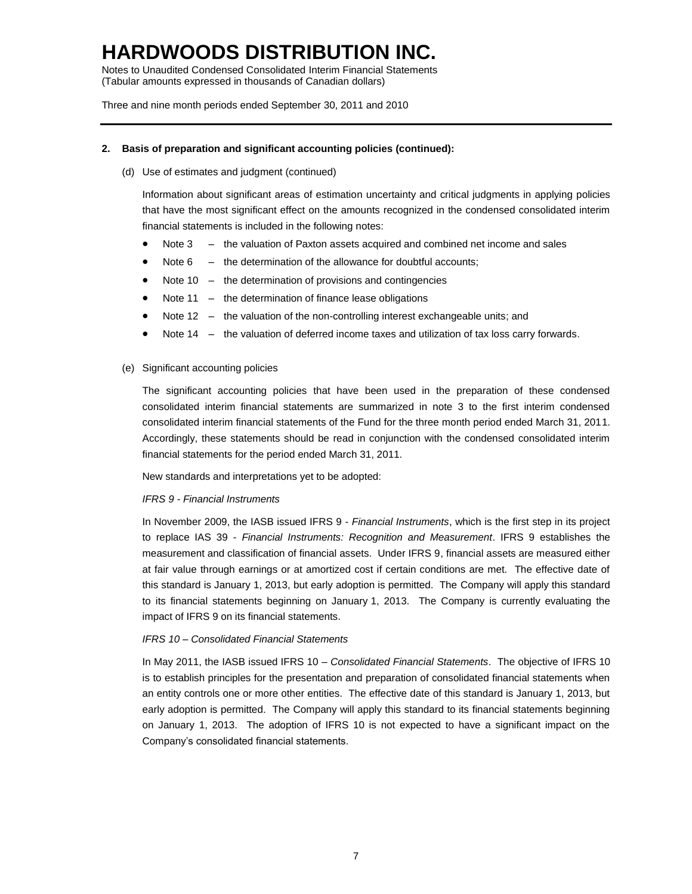**2. Basis of preparation and significant accounting policies (continued):**

(d) Use of estimates and judgment (continued)

Information about significant areas of estimation uncertainty and critical judgments in applying policies that have the most significant effect on the amounts recognized in the condensed consolidated interim financial statements is included in the following notes:

- Note 3 – the valuation of Paxton assets acquired and combined net income and sales
- Note 6 – the determination of the allowance for doubtful accounts;
- Note 10 – the determination of provisions and contingencies
- Note 11 – the determination of finance lease obligations
- Note 12 – the valuation of the non-controlling interest exchangeable units; and
- Note 14 – the valuation of deferred income taxes and utilization of tax loss carry forwards.

(e) Significant accounting policies

The significant accounting policies that have been used in the preparation of these condensed consolidated interim financial statements are summarized in note 3 to the first interim condensed consolidated interim financial statements of the Fund for the three month period ended March 31, 2011. Accordingly, these statements should be read in conjunction with the condensed consolidated interim financial statements for the period ended March 31, 2011.

New standards and interpretations yet to be adopted:

*IFRS 9 - Financial Instruments*

In November 2009, the IASB issued IFRS 9 - *Financial Instruments*, which is the first step in its project to replace IAS 39 - *Financial Instruments: Recognition and Measurement*. IFRS 9 establishes the measurement and classification of financial assets. Under IFRS 9, financial assets are measured either at fair value through earnings or at amortized cost if certain conditions are met. The effective date of this standard is January 1, 2013, but early adoption is permitted. The Company will apply this standard to its financial statements beginning on January 1, 2013. The Company is currently evaluating the impact of IFRS 9 on its financial statements.

*IFRS 10 – Consolidated Financial Statements*

In May 2011, the IASB issued IFRS 10 – *Consolidated Financial Statements*. The objective of IFRS 10 is to establish principles for the presentation and preparation of consolidated financial statements when an entity controls one or more other entities. The effective date of this standard is January 1, 2013, but early adoption is permitted. The Company will apply this standard to its financial statements beginning on January 1, 2013. The adoption of IFRS 10 is not expected to have a significant impact on the Company's consolidated financial statements.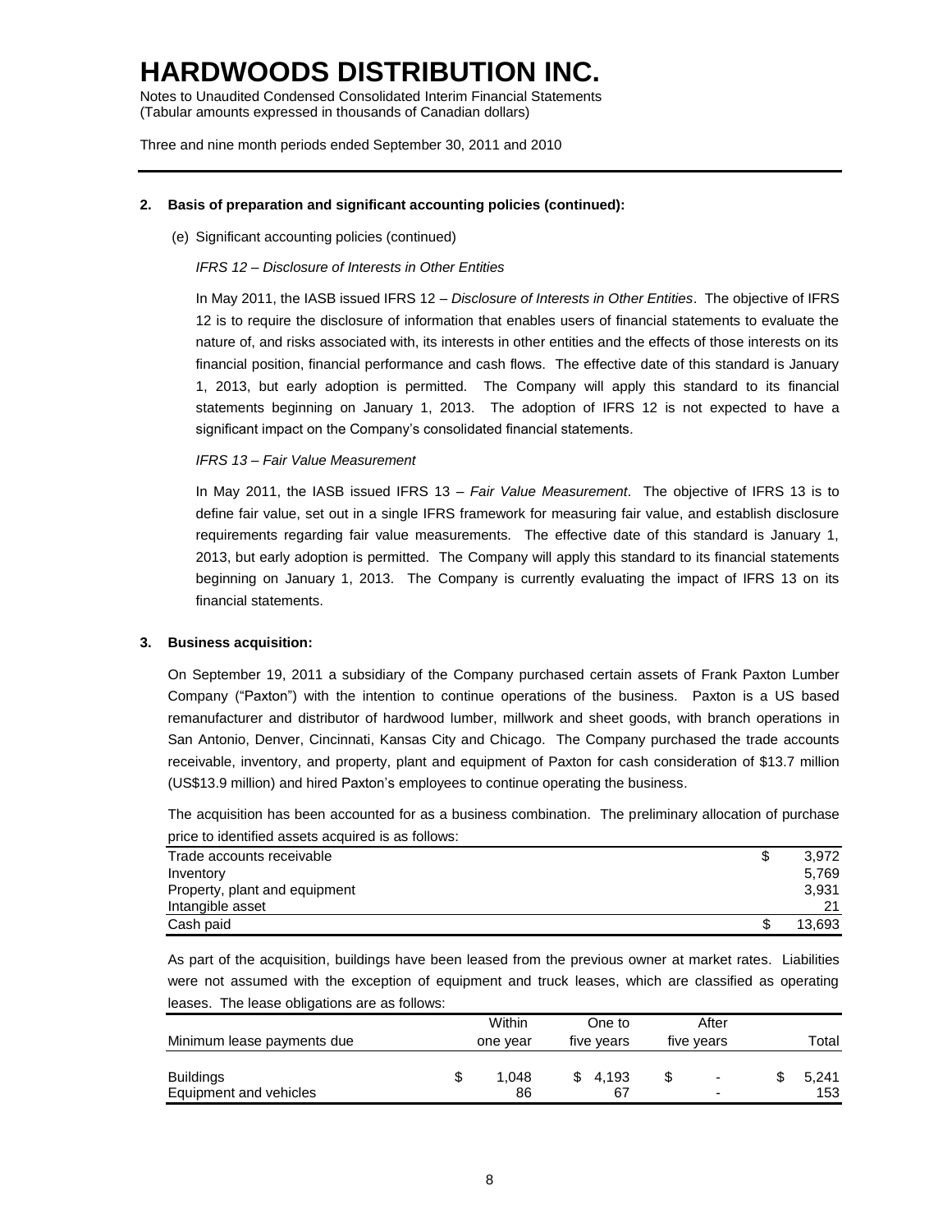# HARDWOODS DISTRIBUTION INC.

Notes to Unaudited Condensed Consolidated Interim Financial Statements
(Tabular amounts expressed in thousands of Canadian dollars)

Three and nine month periods ended September 30, 2011 and 2010

**2. Basis of preparation and significant accounting policies (continued):**

(e) Significant accounting policies (continued)

*IFRS 12 – Disclosure of Interests in Other Entities*

In May 2011, the IASB issued IFRS 12 – *Disclosure of Interests in Other Entities*. The objective of IFRS 12 is to require the disclosure of information that enables users of financial statements to evaluate the nature of, and risks associated with, its interests in other entities and the effects of those interests on its financial position, financial performance and cash flows. The effective date of this standard is January 1, 2013, but early adoption is permitted. The Company will apply this standard to its financial statements beginning on January 1, 2013. The adoption of IFRS 12 is not expected to have a significant impact on the Company's consolidated financial statements.

*IFRS 13 – Fair Value Measurement*

In May 2011, the IASB issued IFRS 13 – *Fair Value Measurement*. The objective of IFRS 13 is to define fair value, set out in a single IFRS framework for measuring fair value, and establish disclosure requirements regarding fair value measurements. The effective date of this standard is January 1, 2013, but early adoption is permitted. The Company will apply this standard to its financial statements beginning on January 1, 2013. The Company is currently evaluating the impact of IFRS 13 on its financial statements.

**3. Business acquisition:**

On September 19, 2011 a subsidiary of the Company purchased certain assets of Frank Paxton Lumber Company ("Paxton") with the intention to continue operations of the business. Paxton is a US based remanufacturer and distributor of hardwood lumber, millwork and sheet goods, with branch operations in San Antonio, Denver, Cincinnati, Kansas City and Chicago. The Company purchased the trade accounts receivable, inventory, and property, plant and equipment of Paxton for cash consideration of $13.7 million (US$13.9 million) and hired Paxton's employees to continue operating the business.

The acquisition has been accounted for as a business combination. The preliminary allocation of purchase price to identified assets acquired is as follows:

| | |
|---|---|
| Trade accounts receivable | $ 3,972 |
| Inventory | 5,769 |
| Property, plant and equipment | 3,931 |
| Intangible asset | 21 |
| Cash paid | $ 13,693 |

As part of the acquisition, buildings have been leased from the previous owner at market rates. Liabilities were not assumed with the exception of equipment and truck leases, which are classified as operating leases. The lease obligations are as follows:

| Minimum lease payments due | Within one year | One to five years | After five years | Total |
|---|---|---|---|---|
| Buildings | $ 1,048 | $ 4,193 | $ - | $ 5,241 |
| Equipment and vehicles | 86 | 67 | - | 153 |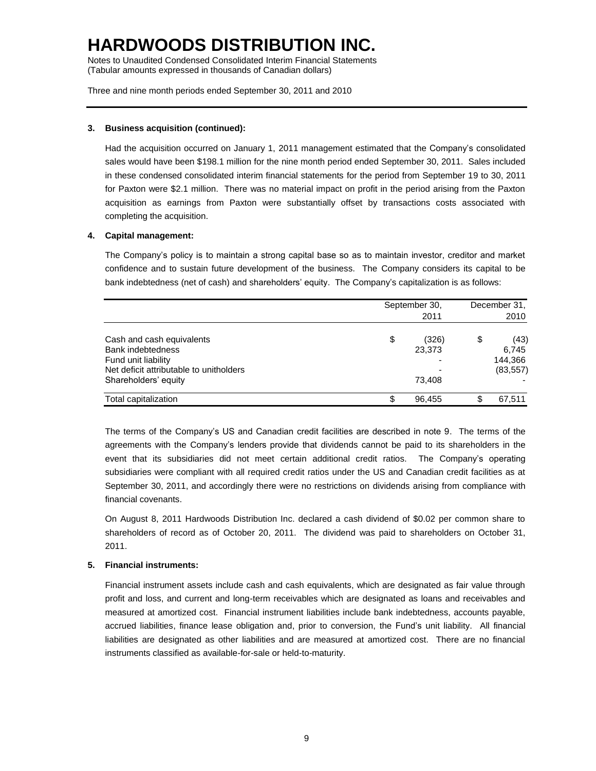# HARDWOODS DISTRIBUTION INC.

Notes to Unaudited Condensed Consolidated Interim Financial Statements
(Tabular amounts expressed in thousands of Canadian dollars)

Three and nine month periods ended September 30, 2011 and 2010

**3. Business acquisition (continued):**

Had the acquisition occurred on January 1, 2011 management estimated that the Company's consolidated sales would have been $198.1 million for the nine month period ended September 30, 2011. Sales included in these condensed consolidated interim financial statements for the period from September 19 to 30, 2011 for Paxton were $2.1 million. There was no material impact on profit in the period arising from the Paxton acquisition as earnings from Paxton were substantially offset by transactions costs associated with completing the acquisition.

**4. Capital management:**

The Company's policy is to maintain a strong capital base so as to maintain investor, creditor and market confidence and to sustain future development of the business. The Company considers its capital to be bank indebtedness (net of cash) and shareholders' equity. The Company's capitalization is as follows:

| | September 30, 2011 | December 31, 2010 |
|---|---|---|
| Cash and cash equivalents | $ (326) | $ (43) |
| Bank indebtedness | 23,373 | 6,745 |
| Fund unit liability | - | 144,366 |
| Net deficit attributable to unitholders | - | (83,557) |
| Shareholders' equity | 73,408 | - |
| Total capitalization | $ 96,455 | $ 67,511 |

The terms of the Company's US and Canadian credit facilities are described in note 9. The terms of the agreements with the Company's lenders provide that dividends cannot be paid to its shareholders in the event that its subsidiaries did not meet certain additional credit ratios. The Company's operating subsidiaries were compliant with all required credit ratios under the US and Canadian credit facilities as at September 30, 2011, and accordingly there were no restrictions on dividends arising from compliance with financial covenants.

On August 8, 2011 Hardwoods Distribution Inc. declared a cash dividend of $0.02 per common share to shareholders of record as of October 20, 2011. The dividend was paid to shareholders on October 31, 2011.

**5. Financial instruments:**

Financial instrument assets include cash and cash equivalents, which are designated as fair value through profit and loss, and current and long-term receivables which are designated as loans and receivables and measured at amortized cost. Financial instrument liabilities include bank indebtedness, accounts payable, accrued liabilities, finance lease obligation and, prior to conversion, the Fund's unit liability. All financial liabilities are designated as other liabilities and are measured at amortized cost. There are no financial instruments classified as available-for-sale or held-to-maturity.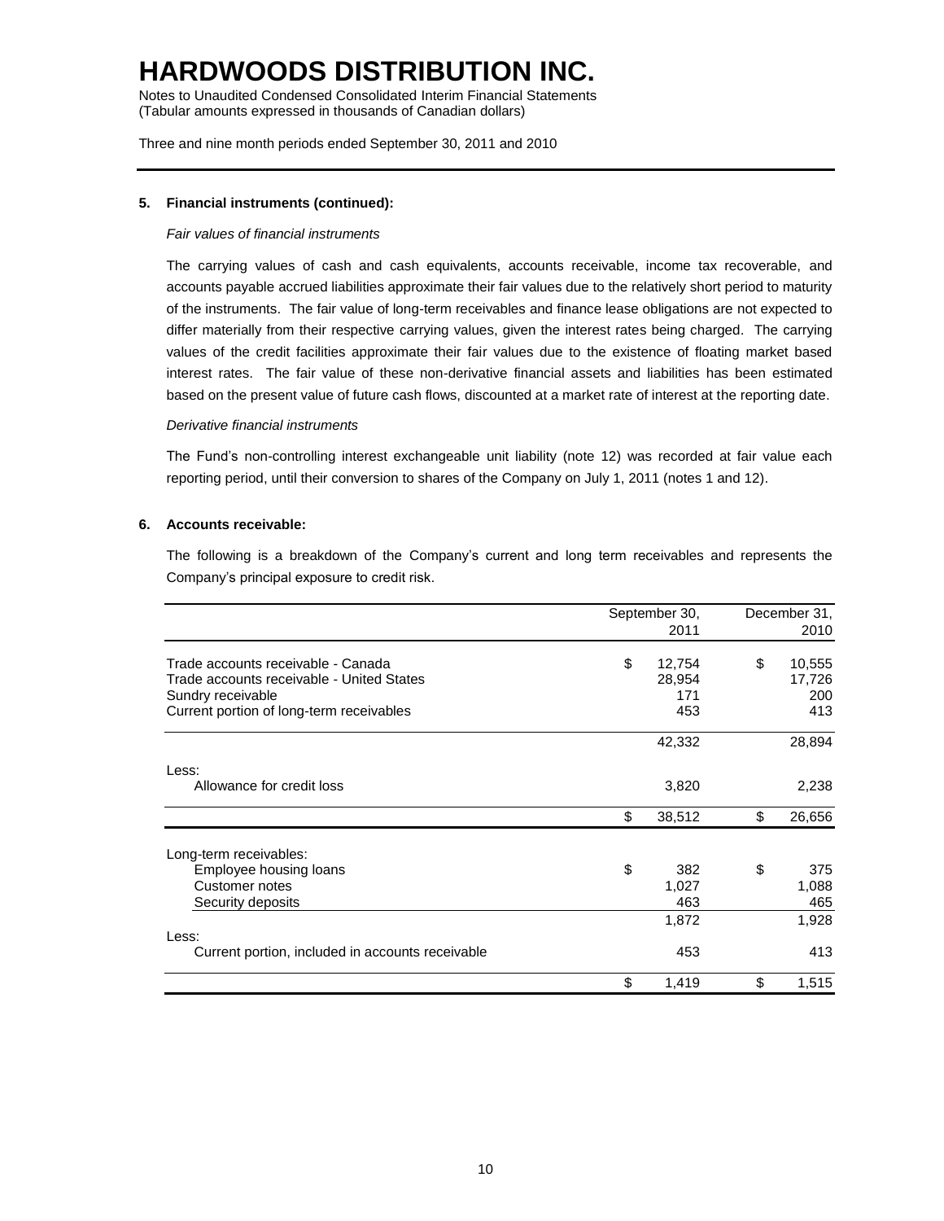# HARDWOODS DISTRIBUTION INC.

Notes to Unaudited Condensed Consolidated Interim Financial Statements
(Tabular amounts expressed in thousands of Canadian dollars)

Three and nine month periods ended September 30, 2011 and 2010

**5. Financial instruments (continued):**

*Fair values of financial instruments*

The carrying values of cash and cash equivalents, accounts receivable, income tax recoverable, and accounts payable accrued liabilities approximate their fair values due to the relatively short period to maturity of the instruments. The fair value of long-term receivables and finance lease obligations are not expected to differ materially from their respective carrying values, given the interest rates being charged. The carrying values of the credit facilities approximate their fair values due to the existence of floating market based interest rates. The fair value of these non-derivative financial assets and liabilities has been estimated based on the present value of future cash flows, discounted at a market rate of interest at the reporting date.

*Derivative financial instruments*

The Fund's non-controlling interest exchangeable unit liability (note 12) was recorded at fair value each reporting period, until their conversion to shares of the Company on July 1, 2011 (notes 1 and 12).

**6. Accounts receivable:**

The following is a breakdown of the Company's current and long term receivables and represents the Company's principal exposure to credit risk.

| | September 30, 2011 | December 31, 2010 |
|---|---|---|
| Trade accounts receivable - Canada | $ 12,754 | $ 10,555 |
| Trade accounts receivable - United States | 28,954 | 17,726 |
| Sundry receivable | 171 | 200 |
| Current portion of long-term receivables | 453 | 413 |
| | 42,332 | 28,894 |
| Less: | | |
| Allowance for credit loss | 3,820 | 2,238 |
| | $ 38,512 | $ 26,656 |
| Long-term receivables: | | |
| Employee housing loans | $ 382 | $ 375 |
| Customer notes | 1,027 | 1,088 |
| Security deposits | 463 | 465 |
| | 1,872 | 1,928 |
| Less: | | |
| Current portion, included in accounts receivable | 453 | 413 |
| | $ 1,419 | $ 1,515 |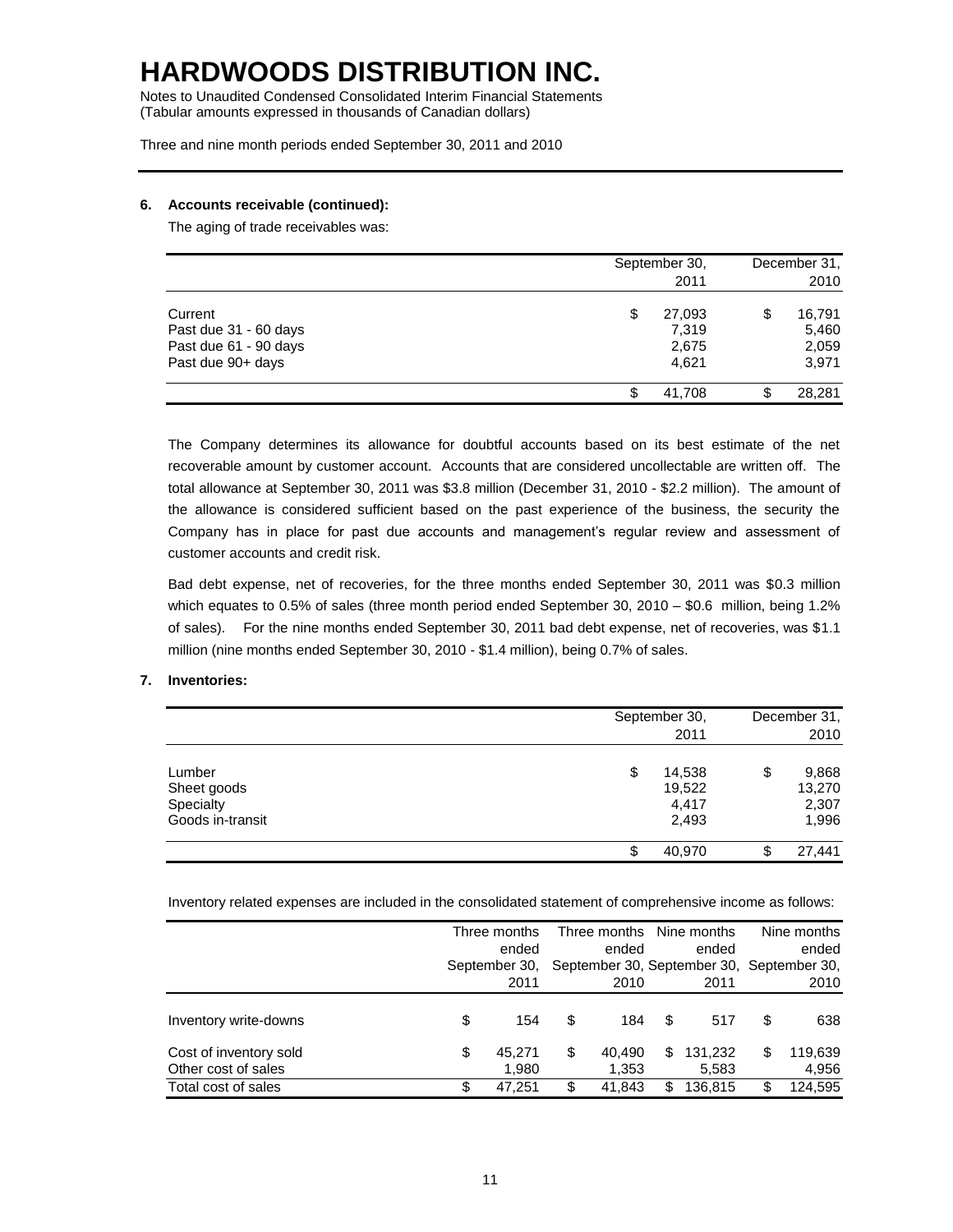# HARDWOODS DISTRIBUTION INC.

Notes to Unaudited Condensed Consolidated Interim Financial Statements
(Tabular amounts expressed in thousands of Canadian dollars)

Three and nine month periods ended September 30, 2011 and 2010

**6. Accounts receivable (continued):**

The aging of trade receivables was:

| | September 30, 2011 | December 31, 2010 |
|---|---|---|
| Current | $ 27,093 | $ 16,791 |
| Past due 31 - 60 days | 7,319 | 5,460 |
| Past due 61 - 90 days | 2,675 | 2,059 |
| Past due 90+ days | 4,621 | 3,971 |
| | $ 41,708 | $ 28,281 |

The Company determines its allowance for doubtful accounts based on its best estimate of the net recoverable amount by customer account. Accounts that are considered uncollectable are written off. The total allowance at September 30, 2011 was $3.8 million (December 31, 2010 - $2.2 million). The amount of the allowance is considered sufficient based on the past experience of the business, the security the Company has in place for past due accounts and management's regular review and assessment of customer accounts and credit risk.

Bad debt expense, net of recoveries, for the three months ended September 30, 2011 was $0.3 million which equates to 0.5% of sales (three month period ended September 30, 2010 – $0.6 million, being 1.2% of sales). For the nine months ended September 30, 2011 bad debt expense, net of recoveries, was $1.1 million (nine months ended September 30, 2010 - $1.4 million), being 0.7% of sales.

**7. Inventories:**

| | September 30, 2011 | December 31, 2010 |
|---|---|---|
| Lumber | $ 14,538 | $ 9,868 |
| Sheet goods | 19,522 | 13,270 |
| Specialty | 4,417 | 2,307 |
| Goods in-transit | 2,493 | 1,996 |
| | $ 40,970 | $ 27,441 |

Inventory related expenses are included in the consolidated statement of comprehensive income as follows:

| | Three months ended September 30, 2011 | Three months ended September 30, 2010 | Nine months ended September 30, 2011 | Nine months ended September 30, 2010 |
|---|---|---|---|---|
| Inventory write-downs | $ 154 | $ 184 | $ 517 | $ 638 |
| Cost of inventory sold | $ 45,271 | $ 40,490 | $ 131,232 | $ 119,639 |
| Other cost of sales | 1,980 | 1,353 | 5,583 | 4,956 |
| Total cost of sales | $ 47,251 | $ 41,843 | $ 136,815 | $ 124,595 |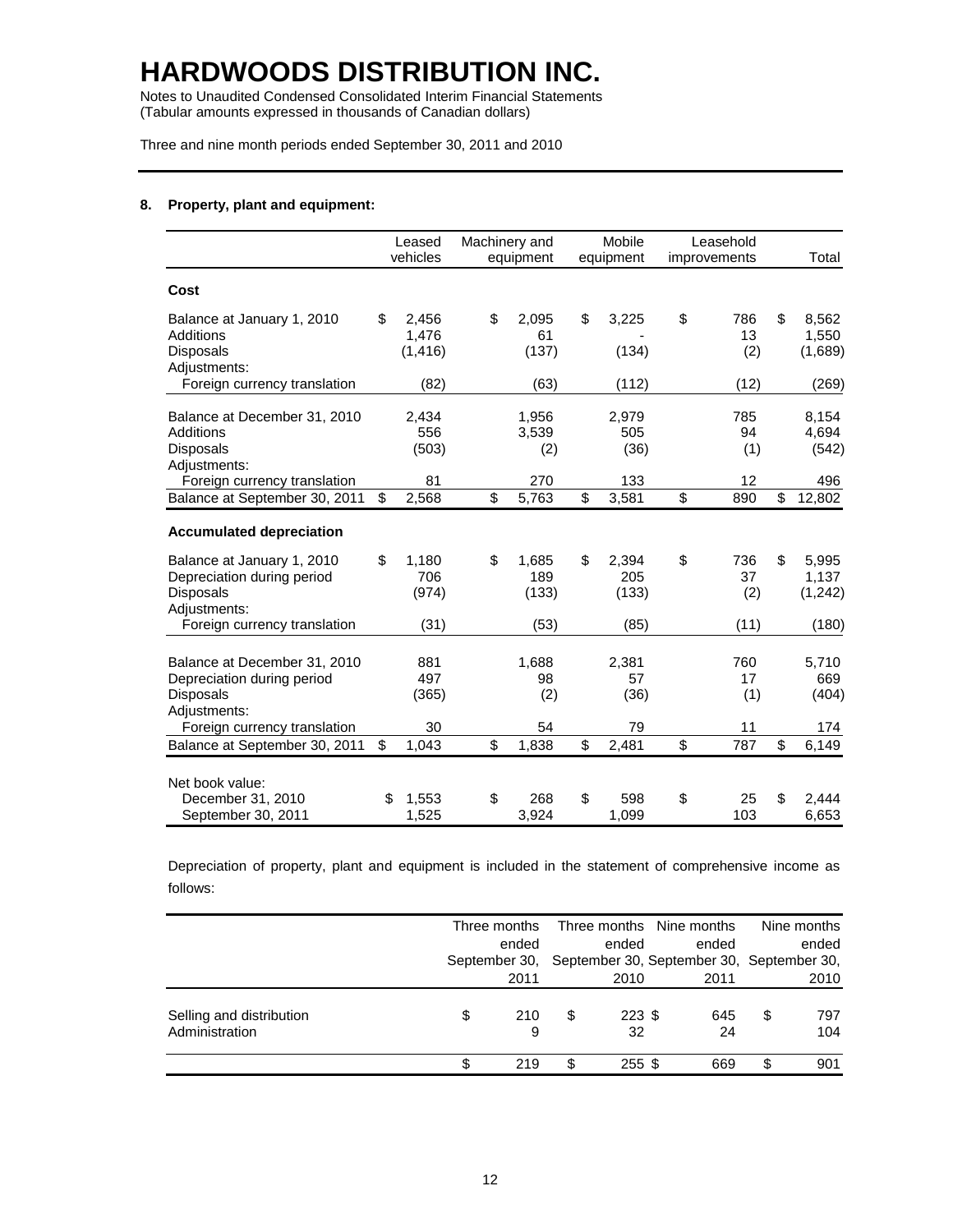# HARDWOODS DISTRIBUTION INC.

Notes to Unaudited Condensed Consolidated Interim Financial Statements
(Tabular amounts expressed in thousands of Canadian dollars)

Three and nine month periods ended September 30, 2011 and 2010

## 8. Property, plant and equipment:

| | Leased vehicles | Machinery and equipment | Mobile equipment | Leasehold improvements | Total |
|---|---|---|---|---|---|
| **Cost** | | | | | |
| Balance at January 1, 2010 | $ 2,456 | $ 2,095 | $ 3,225 | $ 786 | $ 8,562 |
| Additions | 1,476 | 61 | - | 13 | 1,550 |
| Disposals | (1,416) | (137) | (134) | (2) | (1,689) |
| Adjustments: | | | | | |
| Foreign currency translation | (82) | (63) | (112) | (12) | (269) |
| Balance at December 31, 2010 | 2,434 | 1,956 | 2,979 | 785 | 8,154 |
| Additions | 556 | 3,539 | 505 | 94 | 4,694 |
| Disposals | (503) | (2) | (36) | (1) | (542) |
| Adjustments: | | | | | |
| Foreign currency translation | 81 | 270 | 133 | 12 | 496 |
| Balance at September 30, 2011 | $ 2,568 | $ 5,763 | $ 3,581 | $ 890 | $ 12,802 |
| **Accumulated depreciation** | | | | | |
| Balance at January 1, 2010 | $ 1,180 | $ 1,685 | $ 2,394 | $ 736 | $ 5,995 |
| Depreciation during period | 706 | 189 | 205 | 37 | 1,137 |
| Disposals | (974) | (133) | (133) | (2) | (1,242) |
| Adjustments: | | | | | |
| Foreign currency translation | (31) | (53) | (85) | (11) | (180) |
| Balance at December 31, 2010 | 881 | 1,688 | 2,381 | 760 | 5,710 |
| Depreciation during period | 497 | 98 | 57 | 17 | 669 |
| Disposals | (365) | (2) | (36) | (1) | (404) |
| Adjustments: | | | | | |
| Foreign currency translation | 30 | 54 | 79 | 11 | 174 |
| Balance at September 30, 2011 | $ 1,043 | $ 1,838 | $ 2,481 | $ 787 | $ 6,149 |
| Net book value: | | | | | |
| December 31, 2010 | $ 1,553 | $ 268 | $ 598 | $ 25 | $ 2,444 |
| September 30, 2011 | 1,525 | 3,924 | 1,099 | 103 | 6,653 |

Depreciation of property, plant and equipment is included in the statement of comprehensive income as follows:

| | Three months ended September 30, 2011 | Three months ended September 30, 2010 | Nine months ended September 30, 2011 | Nine months ended September 30, 2010 |
|---|---|---|---|---|
| Selling and distribution | $ 210 | $ 223 | $ 645 | $ 797 |
| Administration | 9 | 32 | 24 | 104 |
| | $ 219 | $ 255 | $ 669 | $ 901 |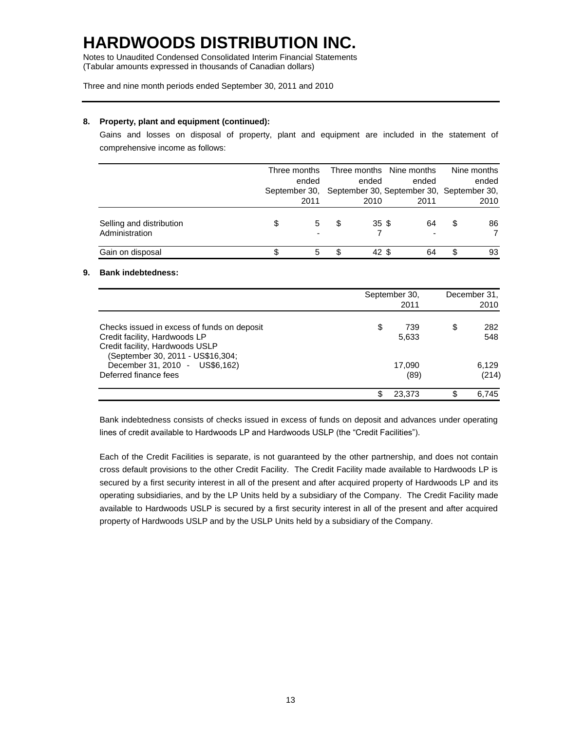# HARDWOODS DISTRIBUTION INC.

Notes to Unaudited Condensed Consolidated Interim Financial Statements
(Tabular amounts expressed in thousands of Canadian dollars)

Three and nine month periods ended September 30, 2011 and 2010

**8. Property, plant and equipment (continued):**

Gains and losses on disposal of property, plant and equipment are included in the statement of comprehensive income as follows:

| | Three months ended September 30, 2011 | Three months ended September 30, 2010 | Nine months ended September 30, 2011 | Nine months ended September 30, 2010 |
|---|---|---|---|---|
| Selling and distribution | $ 5 | $ 35 | $ 64 | $ 86 |
| Administration | - | 7 | - | 7 |
| Gain on disposal | $ 5 | $ 42 | $ 64 | $ 93 |

**9. Bank indebtedness:**

| | September 30, 2011 | December 31, 2010 |
|---|---|---|
| Checks issued in excess of funds on deposit | $ 739 | $ 282 |
| Credit facility, Hardwoods LP | 5,633 | 548 |
| Credit facility, Hardwoods USLP (September 30, 2011 - US$16,304; December 31, 2010 - US$6,162) | 17,090 | 6,129 |
| Deferred finance fees | (89) | (214) |
| | $ 23,373 | $ 6,745 |

Bank indebtedness consists of checks issued in excess of funds on deposit and advances under operating lines of credit available to Hardwoods LP and Hardwoods USLP (the "Credit Facilities").

Each of the Credit Facilities is separate, is not guaranteed by the other partnership, and does not contain cross default provisions to the other Credit Facility. The Credit Facility made available to Hardwoods LP is secured by a first security interest in all of the present and after acquired property of Hardwoods LP and its operating subsidiaries, and by the LP Units held by a subsidiary of the Company. The Credit Facility made available to Hardwoods USLP is secured by a first security interest in all of the present and after acquired property of Hardwoods USLP and by the USLP Units held by a subsidiary of the Company.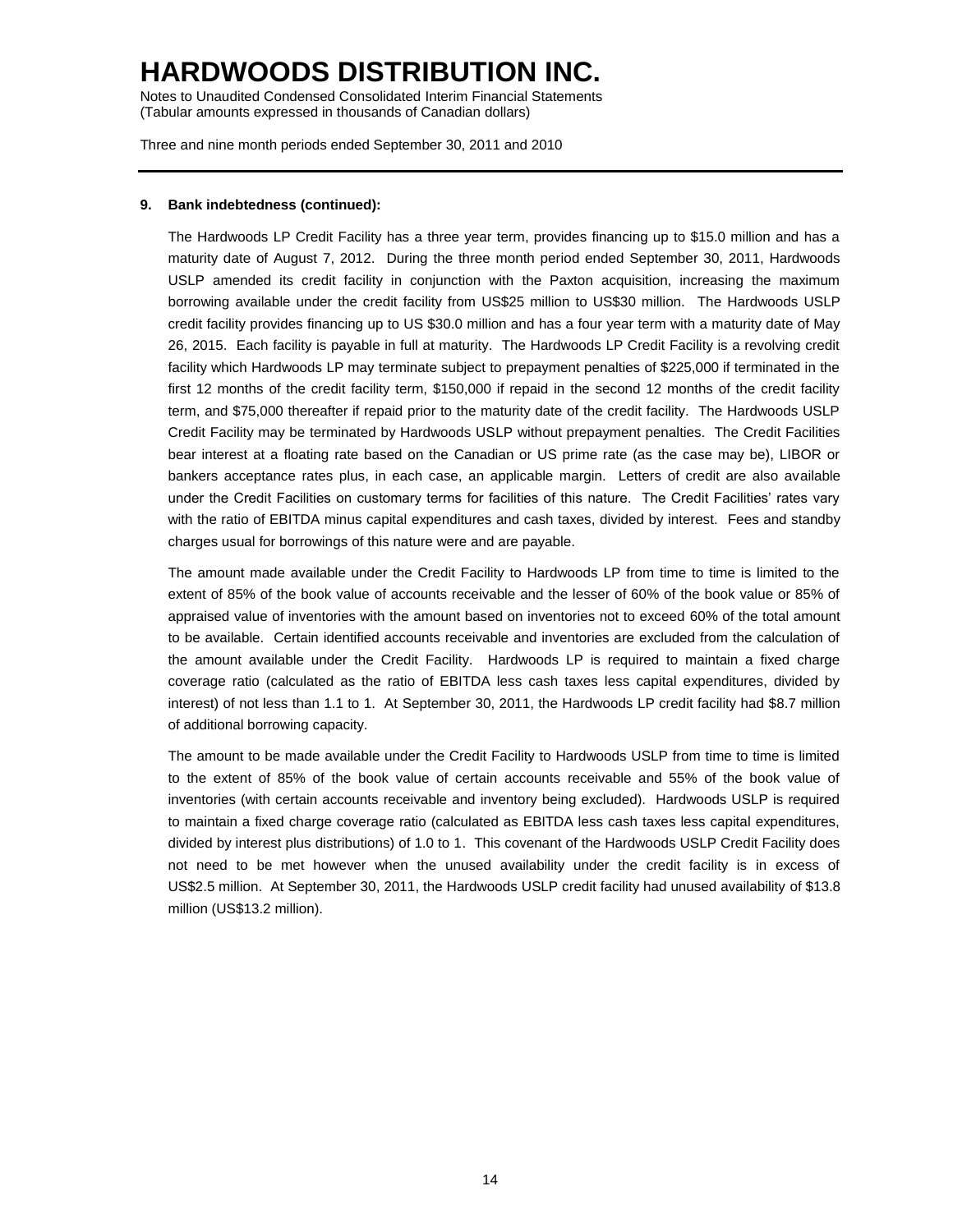**9. Bank indebtedness (continued):**

The Hardwoods LP Credit Facility has a three year term, provides financing up to $15.0 million and has a maturity date of August 7, 2012. During the three month period ended September 30, 2011, Hardwoods USLP amended its credit facility in conjunction with the Paxton acquisition, increasing the maximum borrowing available under the credit facility from US$25 million to US$30 million. The Hardwoods USLP credit facility provides financing up to US $30.0 million and has a four year term with a maturity date of May 26, 2015. Each facility is payable in full at maturity. The Hardwoods LP Credit Facility is a revolving credit facility which Hardwoods LP may terminate subject to prepayment penalties of $225,000 if terminated in the first 12 months of the credit facility term, $150,000 if repaid in the second 12 months of the credit facility term, and $75,000 thereafter if repaid prior to the maturity date of the credit facility. The Hardwoods USLP Credit Facility may be terminated by Hardwoods USLP without prepayment penalties. The Credit Facilities bear interest at a floating rate based on the Canadian or US prime rate (as the case may be), LIBOR or bankers acceptance rates plus, in each case, an applicable margin. Letters of credit are also available under the Credit Facilities on customary terms for facilities of this nature. The Credit Facilities' rates vary with the ratio of EBITDA minus capital expenditures and cash taxes, divided by interest. Fees and standby charges usual for borrowings of this nature were and are payable.

The amount made available under the Credit Facility to Hardwoods LP from time to time is limited to the extent of 85% of the book value of accounts receivable and the lesser of 60% of the book value or 85% of appraised value of inventories with the amount based on inventories not to exceed 60% of the total amount to be available. Certain identified accounts receivable and inventories are excluded from the calculation of the amount available under the Credit Facility. Hardwoods LP is required to maintain a fixed charge coverage ratio (calculated as the ratio of EBITDA less cash taxes less capital expenditures, divided by interest) of not less than 1.1 to 1. At September 30, 2011, the Hardwoods LP credit facility had $8.7 million of additional borrowing capacity.

The amount to be made available under the Credit Facility to Hardwoods USLP from time to time is limited to the extent of 85% of the book value of certain accounts receivable and 55% of the book value of inventories (with certain accounts receivable and inventory being excluded). Hardwoods USLP is required to maintain a fixed charge coverage ratio (calculated as EBITDA less cash taxes less capital expenditures, divided by interest plus distributions) of 1.0 to 1. This covenant of the Hardwoods USLP Credit Facility does not need to be met however when the unused availability under the credit facility is in excess of US$2.5 million. At September 30, 2011, the Hardwoods USLP credit facility had unused availability of $13.8 million (US$13.2 million).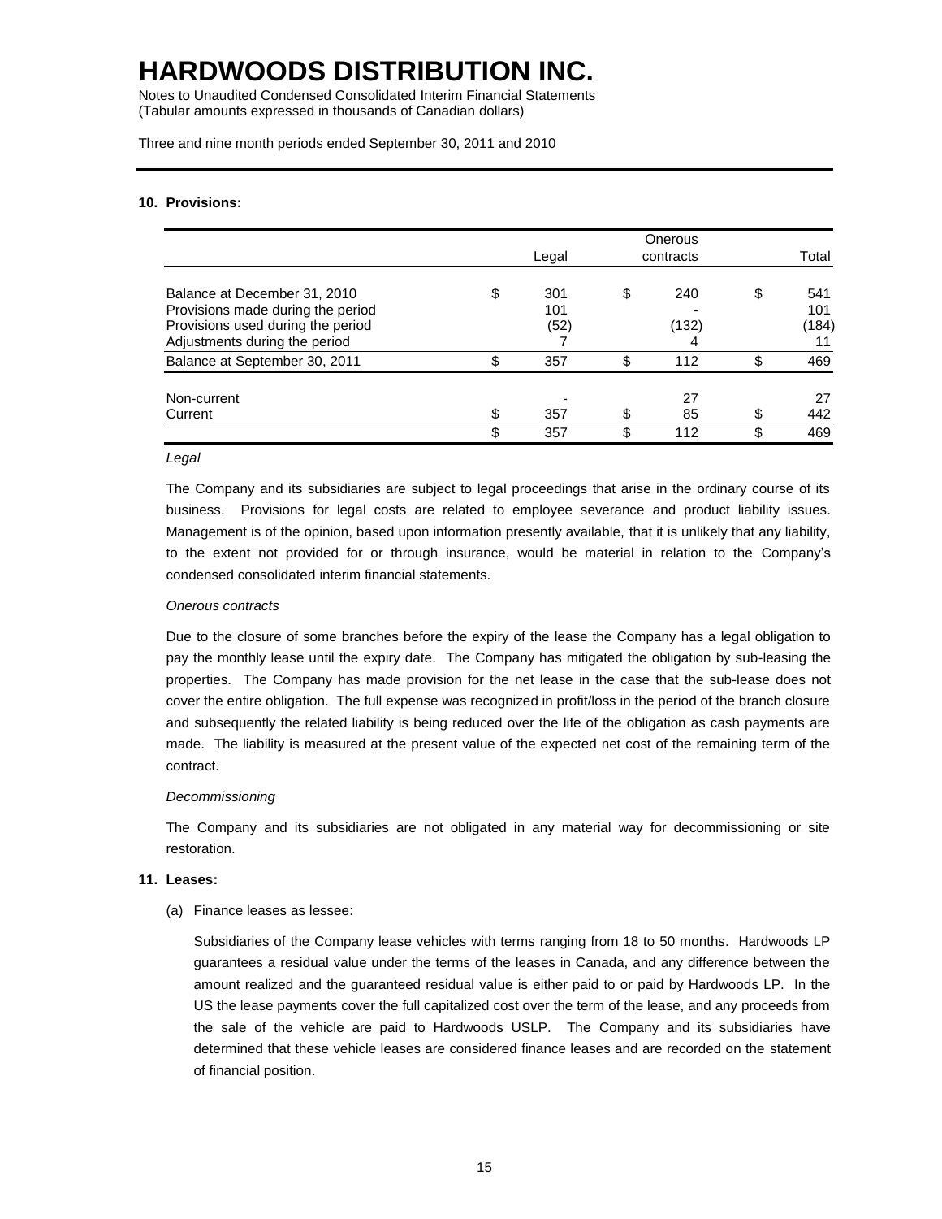# HARDWOODS DISTRIBUTION INC.

Notes to Unaudited Condensed Consolidated Interim Financial Statements
(Tabular amounts expressed in thousands of Canadian dollars)

Three and nine month periods ended September 30, 2011 and 2010

## 10. Provisions:

| | Legal | Onerous contracts | Total |
|---|---|---|---|
| Balance at December 31, 2010 | $ 301 | $ 240 | $ 541 |
| Provisions made during the period | 101 | - | 101 |
| Provisions used during the period | (52) | (132) | (184) |
| Adjustments during the period | 7 | 4 | 11 |
| Balance at September 30, 2011 | $ 357 | $ 112 | $ 469 |
| Non-current | - | 27 | 27 |
| Current | $ 357 | $ 85 | $ 442 |
| | $ 357 | $ 112 | $ 469 |

*Legal*

The Company and its subsidiaries are subject to legal proceedings that arise in the ordinary course of its business. Provisions for legal costs are related to employee severance and product liability issues. Management is of the opinion, based upon information presently available, that it is unlikely that any liability, to the extent not provided for or through insurance, would be material in relation to the Company's condensed consolidated interim financial statements.

*Onerous contracts*

Due to the closure of some branches before the expiry of the lease the Company has a legal obligation to pay the monthly lease until the expiry date. The Company has mitigated the obligation by sub-leasing the properties. The Company has made provision for the net lease in the case that the sub-lease does not cover the entire obligation. The full expense was recognized in profit/loss in the period of the branch closure and subsequently the related liability is being reduced over the life of the obligation as cash payments are made. The liability is measured at the present value of the expected net cost of the remaining term of the contract.

*Decommissioning*

The Company and its subsidiaries are not obligated in any material way for decommissioning or site restoration.

## 11. Leases:

(a) Finance leases as lessee:

Subsidiaries of the Company lease vehicles with terms ranging from 18 to 50 months. Hardwoods LP guarantees a residual value under the terms of the leases in Canada, and any difference between the amount realized and the guaranteed residual value is either paid to or paid by Hardwoods LP. In the US the lease payments cover the full capitalized cost over the term of the lease, and any proceeds from the sale of the vehicle are paid to Hardwoods USLP. The Company and its subsidiaries have determined that these vehicle leases are considered finance leases and are recorded on the statement of financial position.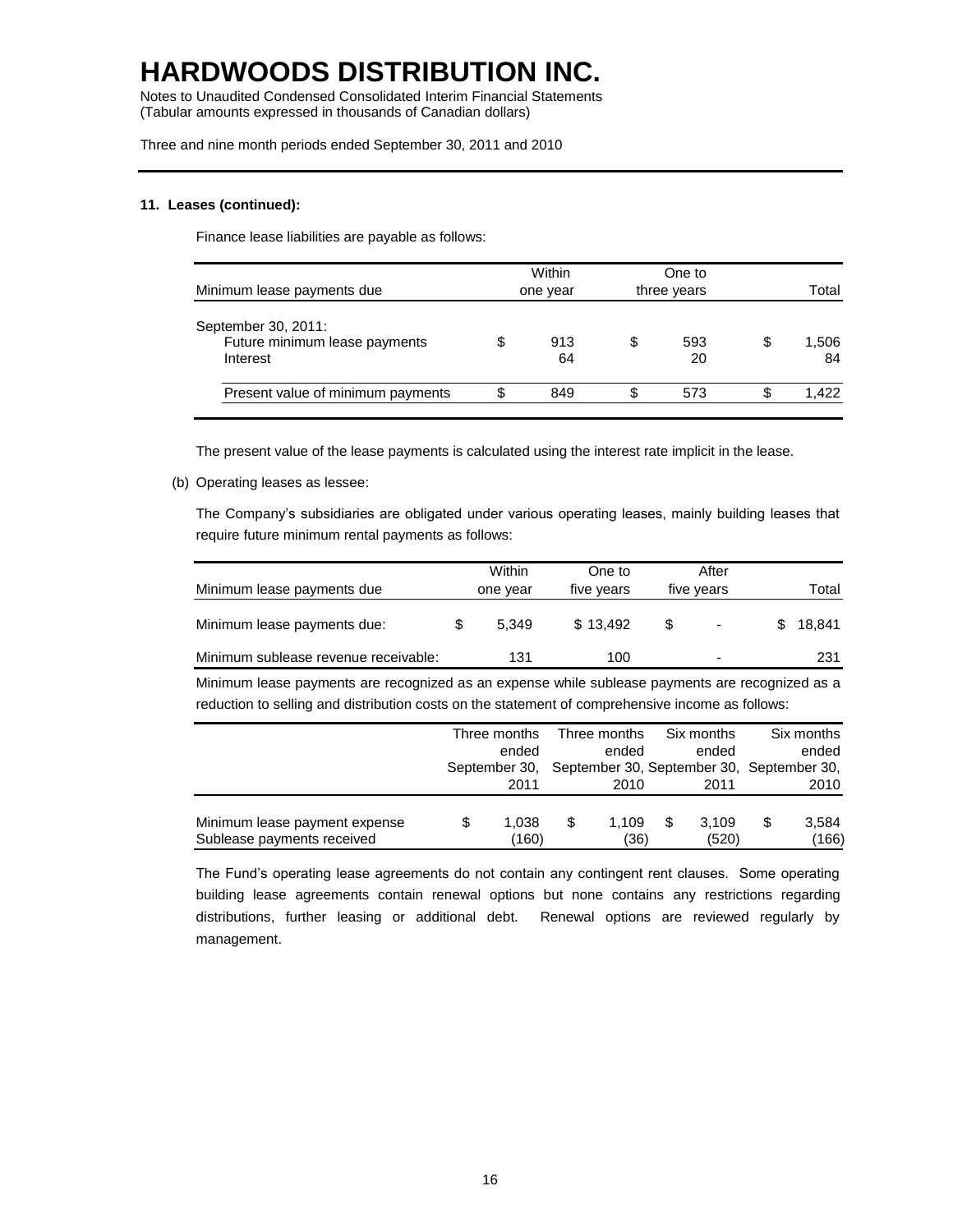# HARDWOODS DISTRIBUTION INC.

Notes to Unaudited Condensed Consolidated Interim Financial Statements
(Tabular amounts expressed in thousands of Canadian dollars)

Three and nine month periods ended September 30, 2011 and 2010

**11. Leases (continued):**

Finance lease liabilities are payable as follows:

| Minimum lease payments due | Within one year | One to three years | Total |
|---|---|---|---|
| September 30, 2011: | | | |
| Future minimum lease payments | $ 913 | $ 593 | $ 1,506 |
| Interest | 64 | 20 | 84 |
| Present value of minimum payments | $ 849 | $ 573 | $ 1,422 |

The present value of the lease payments is calculated using the interest rate implicit in the lease.

(b) Operating leases as lessee:

The Company's subsidiaries are obligated under various operating leases, mainly building leases that require future minimum rental payments as follows:

| Minimum lease payments due | Within one year | One to five years | After five years | Total |
|---|---|---|---|---|
| Minimum lease payments due: | $ 5,349 | $ 13,492 | $ - | $ 18,841 |
| Minimum sublease revenue receivable: | 131 | 100 | - | 231 |

Minimum lease payments are recognized as an expense while sublease payments are recognized as a reduction to selling and distribution costs on the statement of comprehensive income as follows:

| | Three months ended September 30, 2011 | Three months ended September 30, 2010 | Six months ended September 30, 2011 | Six months ended September 30, 2010 |
|---|---|---|---|---|
| Minimum lease payment expense | $ 1,038 | $ 1,109 | $ 3,109 | $ 3,584 |
| Sublease payments received | (160) | (36) | (520) | (166) |

The Fund's operating lease agreements do not contain any contingent rent clauses. Some operating building lease agreements contain renewal options but none contains any restrictions regarding distributions, further leasing or additional debt. Renewal options are reviewed regularly by management.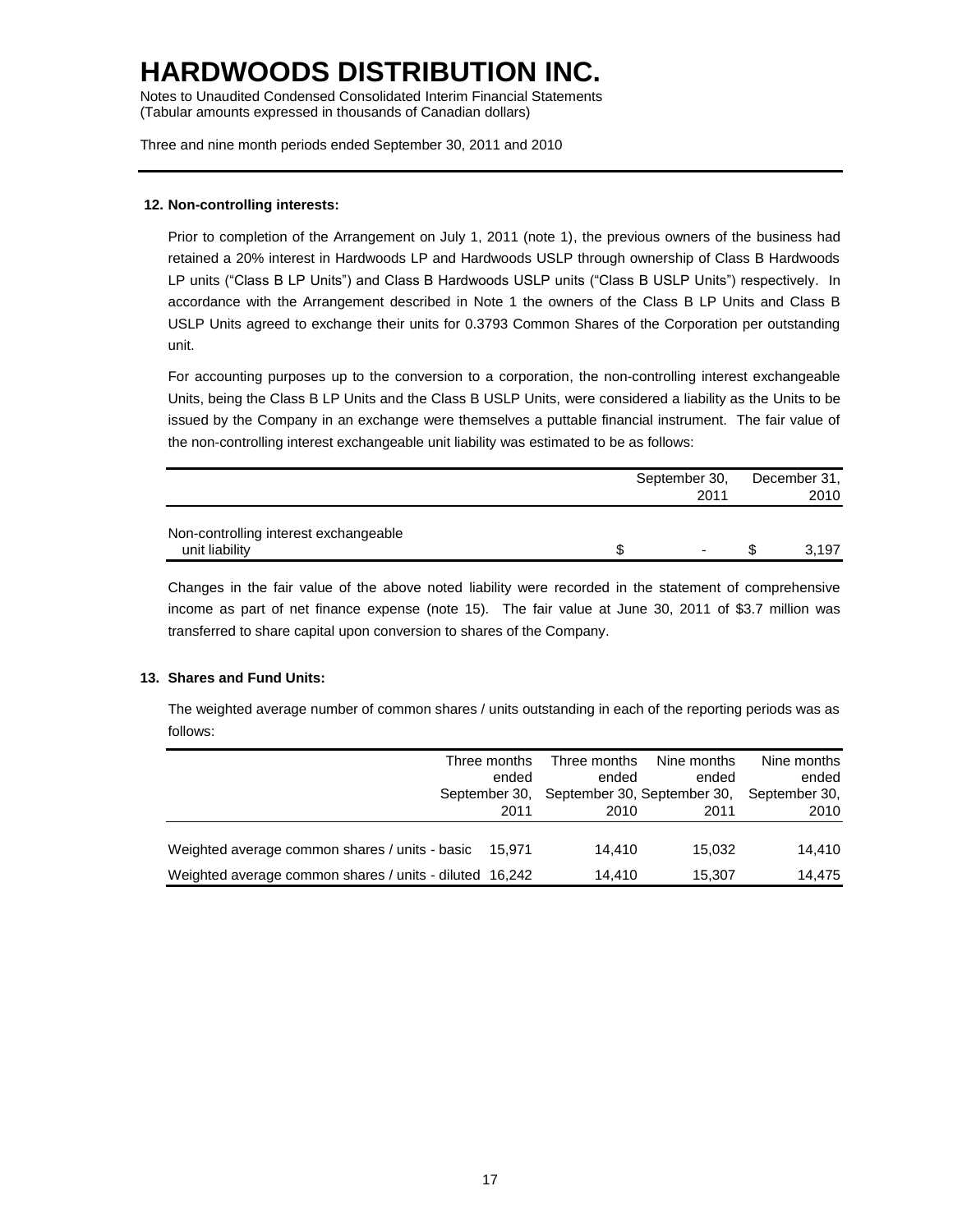## 12. Non-controlling interests:

Prior to completion of the Arrangement on July 1, 2011 (note 1), the previous owners of the business had retained a 20% interest in Hardwoods LP and Hardwoods USLP through ownership of Class B Hardwoods LP units ("Class B LP Units") and Class B Hardwoods USLP units ("Class B USLP Units") respectively. In accordance with the Arrangement described in Note 1 the owners of the Class B LP Units and Class B USLP Units agreed to exchange their units for 0.3793 Common Shares of the Corporation per outstanding unit.

For accounting purposes up to the conversion to a corporation, the non-controlling interest exchangeable Units, being the Class B LP Units and the Class B USLP Units, were considered a liability as the Units to be issued by the Company in an exchange were themselves a puttable financial instrument. The fair value of the non-controlling interest exchangeable unit liability was estimated to be as follows:

| | September 30, 2011 | December 31, 2010 |
|---|---|---|
| Non-controlling interest exchangeable unit liability | $ - | $ 3,197 |

Changes in the fair value of the above noted liability were recorded in the statement of comprehensive income as part of net finance expense (note 15). The fair value at June 30, 2011 of $3.7 million was transferred to share capital upon conversion to shares of the Company.

## 13. Shares and Fund Units:

The weighted average number of common shares / units outstanding in each of the reporting periods was as follows:

| | Three months ended September 30, 2011 | Three months ended September 30, 2010 | Nine months ended September 30, 2011 | Nine months ended September 30, 2010 |
|---|---|---|---|---|
| Weighted average common shares / units - basic | 15,971 | 14,410 | 15,032 | 14,410 |
| Weighted average common shares / units - diluted | 16,242 | 14,410 | 15,307 | 14,475 |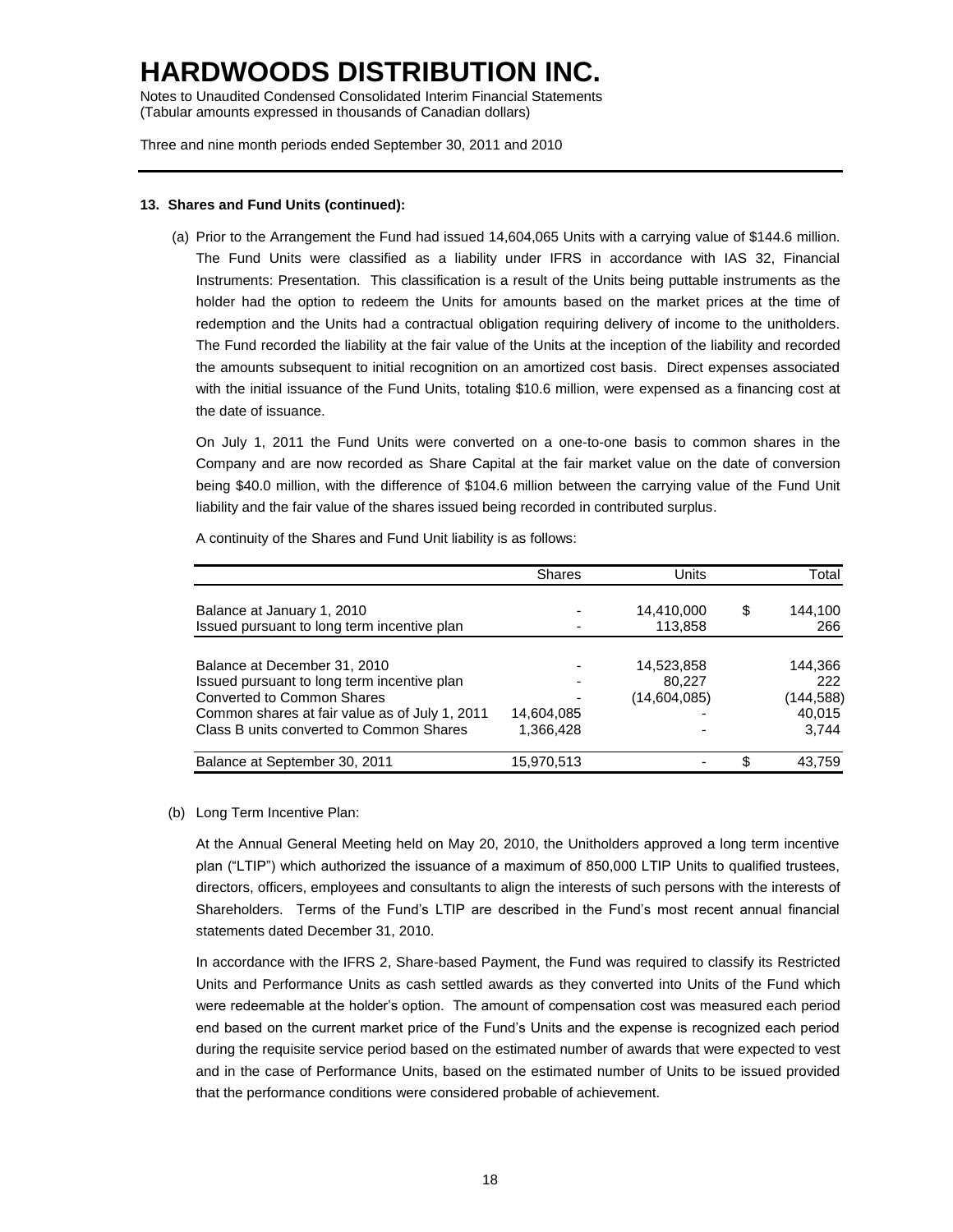# HARDWOODS DISTRIBUTION INC.

Notes to Unaudited Condensed Consolidated Interim Financial Statements
(Tabular amounts expressed in thousands of Canadian dollars)

Three and nine month periods ended September 30, 2011 and 2010

**13. Shares and Fund Units (continued):**

(a) Prior to the Arrangement the Fund had issued 14,604,065 Units with a carrying value of $144.6 million. The Fund Units were classified as a liability under IFRS in accordance with IAS 32, Financial Instruments: Presentation. This classification is a result of the Units being puttable instruments as the holder had the option to redeem the Units for amounts based on the market prices at the time of redemption and the Units had a contractual obligation requiring delivery of income to the unitholders. The Fund recorded the liability at the fair value of the Units at the inception of the liability and recorded the amounts subsequent to initial recognition on an amortized cost basis. Direct expenses associated with the initial issuance of the Fund Units, totaling $10.6 million, were expensed as a financing cost at the date of issuance.

On July 1, 2011 the Fund Units were converted on a one-to-one basis to common shares in the Company and are now recorded as Share Capital at the fair market value on the date of conversion being $40.0 million, with the difference of $104.6 million between the carrying value of the Fund Unit liability and the fair value of the shares issued being recorded in contributed surplus.

A continuity of the Shares and Fund Unit liability is as follows:

| | Shares | Units | Total |
|---|---|---|---|
| Balance at January 1, 2010 | - | 14,410,000 | $ 144,100 |
| Issued pursuant to long term incentive plan | - | 113,858 | 266 |
| Balance at December 31, 2010 | - | 14,523,858 | 144,366 |
| Issued pursuant to long term incentive plan | - | 80,227 | 222 |
| Converted to Common Shares | - | (14,604,085) | (144,588) |
| Common shares at fair value as of July 1, 2011 | 14,604,085 | - | 40,015 |
| Class B units converted to Common Shares | 1,366,428 | - | 3,744 |
| Balance at September 30, 2011 | 15,970,513 | - | $ 43,759 |

(b) Long Term Incentive Plan:

At the Annual General Meeting held on May 20, 2010, the Unitholders approved a long term incentive plan ("LTIP") which authorized the issuance of a maximum of 850,000 LTIP Units to qualified trustees, directors, officers, employees and consultants to align the interests of such persons with the interests of Shareholders. Terms of the Fund's LTIP are described in the Fund's most recent annual financial statements dated December 31, 2010.

In accordance with the IFRS 2, Share-based Payment, the Fund was required to classify its Restricted Units and Performance Units as cash settled awards as they converted into Units of the Fund which were redeemable at the holder's option. The amount of compensation cost was measured each period end based on the current market price of the Fund's Units and the expense is recognized each period during the requisite service period based on the estimated number of awards that were expected to vest and in the case of Performance Units, based on the estimated number of Units to be issued provided that the performance conditions were considered probable of achievement.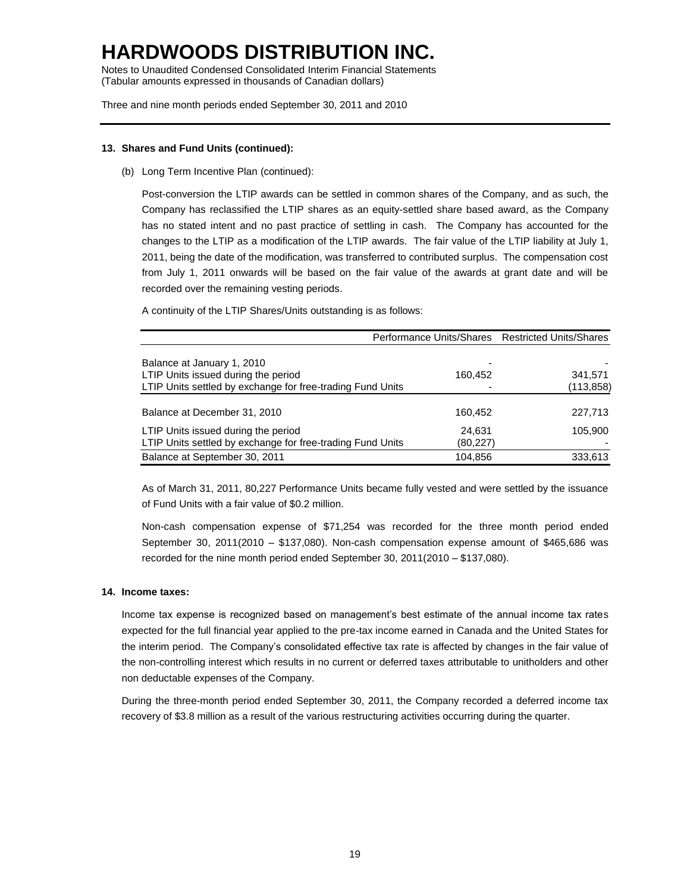#### 13. Shares and Fund Units (continued):

(b) Long Term Incentive Plan (continued):

Post-conversion the LTIP awards can be settled in common shares of the Company, and as such, the Company has reclassified the LTIP shares as an equity-settled share based award, as the Company has no stated intent and no past practice of settling in cash. The Company has accounted for the changes to the LTIP as a modification of the LTIP awards. The fair value of the LTIP liability at July 1, 2011, being the date of the modification, was transferred to contributed surplus. The compensation cost from July 1, 2011 onwards will be based on the fair value of the awards at grant date and will be recorded over the remaining vesting periods.

A continuity of the LTIP Shares/Units outstanding is as follows:

| | Performance Units/Shares | Restricted Units/Shares |
|---|---|---|
| Balance at January 1, 2010 | - | - |
| LTIP Units issued during the period | 160,452 | 341,571 |
| LTIP Units settled by exchange for free-trading Fund Units | - | (113,858) |
| Balance at December 31, 2010 | 160,452 | 227,713 |
| LTIP Units issued during the period | 24,631 | 105,900 |
| LTIP Units settled by exchange for free-trading Fund Units | (80,227) | - |
| Balance at September 30, 2011 | 104,856 | 333,613 |

As of March 31, 2011, 80,227 Performance Units became fully vested and were settled by the issuance of Fund Units with a fair value of $0.2 million.

Non-cash compensation expense of $71,254 was recorded for the three month period ended September 30, 2011(2010 – $137,080). Non-cash compensation expense amount of $465,686 was recorded for the nine month period ended September 30, 2011(2010 – $137,080).

#### 14. Income taxes:

Income tax expense is recognized based on management's best estimate of the annual income tax rates expected for the full financial year applied to the pre-tax income earned in Canada and the United States for the interim period. The Company's consolidated effective tax rate is affected by changes in the fair value of the non-controlling interest which results in no current or deferred taxes attributable to unitholders and other non deductable expenses of the Company.

During the three-month period ended September 30, 2011, the Company recorded a deferred income tax recovery of $3.8 million as a result of the various restructuring activities occurring during the quarter.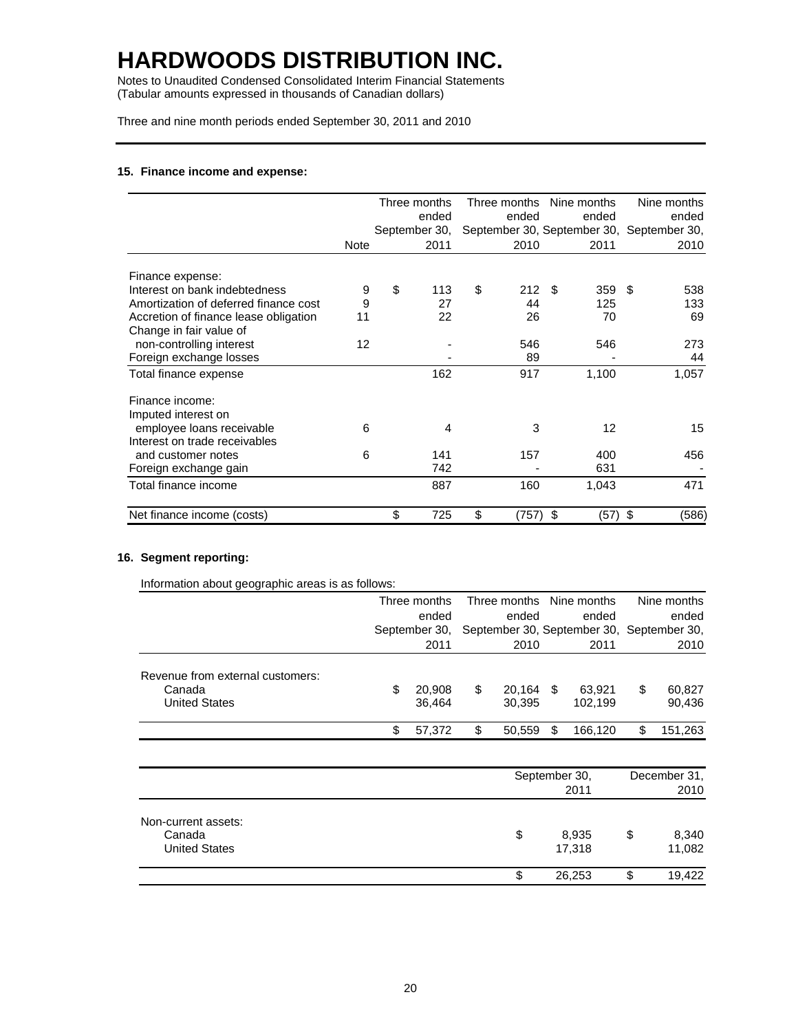# HARDWOODS DISTRIBUTION INC.

Notes to Unaudited Condensed Consolidated Interim Financial Statements
(Tabular amounts expressed in thousands of Canadian dollars)

Three and nine month periods ended September 30, 2011 and 2010

---

### 15. Finance income and expense:

| | Note | Three months ended September 30, 2011 | Three months ended September 30, 2010 | Nine months ended September 30, 2011 | Nine months ended September 30, 2010 |
|---|---|---|---|---|---|
| Finance expense: | | | | | |
| Interest on bank indebtedness | 9 | $ 113 | $ 212 | $ 359 | $ 538 |
| Amortization of deferred finance cost | 9 | 27 | 44 | 125 | 133 |
| Accretion of finance lease obligation | 11 | 22 | 26 | 70 | 69 |
| Change in fair value of non-controlling interest | 12 | - | 546 | 546 | 273 |
| Foreign exchange losses | | - | 89 | - | 44 |
| Total finance expense | | 162 | 917 | 1,100 | 1,057 |
| Finance income: | | | | | |
| Imputed interest on employee loans receivable | 6 | 4 | 3 | 12 | 15 |
| Interest on trade receivables and customer notes | 6 | 141 | 157 | 400 | 456 |
| Foreign exchange gain | | 742 | - | 631 | - |
| Total finance income | | 887 | 160 | 1,043 | 471 |
| Net finance income (costs) | | $ 725 | $ (757) | $ (57) | $ (586) |

### 16. Segment reporting:

Information about geographic areas is as follows:

| | Three months ended September 30, 2011 | Three months ended September 30, 2010 | Nine months ended September 30, 2011 | Nine months ended September 30, 2010 |
|---|---|---|---|---|
| Revenue from external customers: | | | | |
| Canada | $ 20,908 | $ 20,164 | $ 63,921 | $ 60,827 |
| United States | 36,464 | 30,395 | 102,199 | 90,436 |
| | $ 57,372 | $ 50,559 | $ 166,120 | $ 151,263 |

| | September 30, 2011 | December 31, 2010 |
|---|---|---|
| Non-current assets: | | |
| Canada | $ 8,935 | $ 8,340 |
| United States | 17,318 | 11,082 |
| | $ 26,253 | $ 19,422 |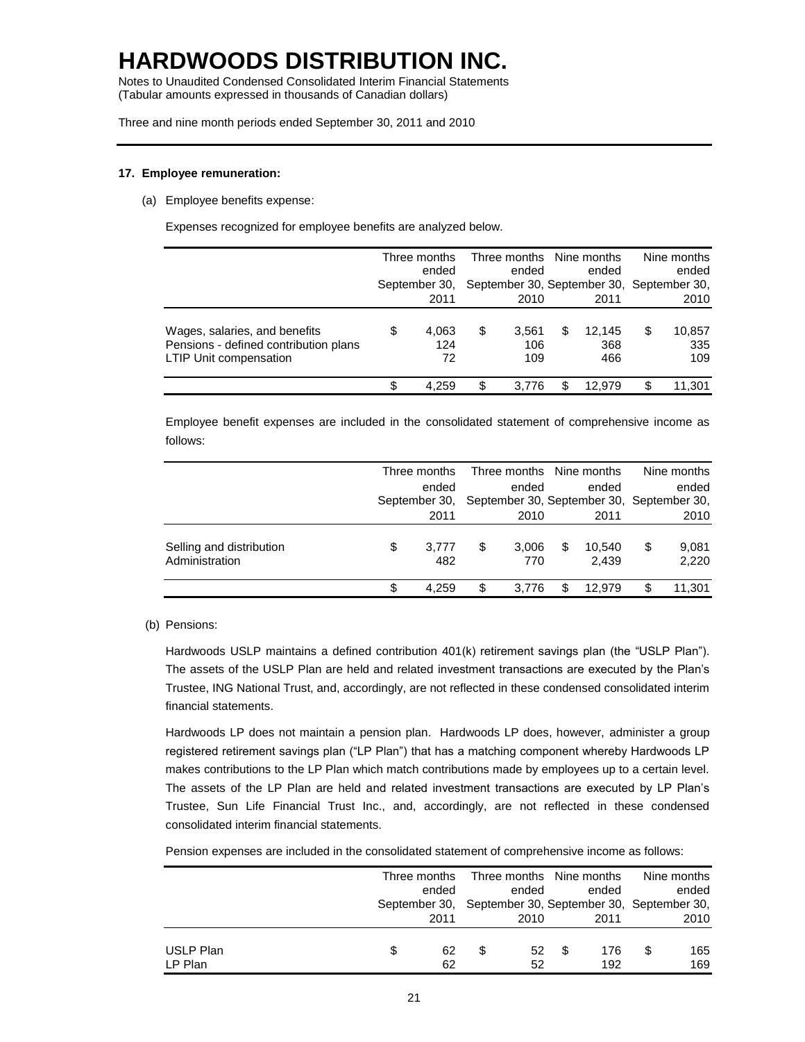# HARDWOODS DISTRIBUTION INC.

Notes to Unaudited Condensed Consolidated Interim Financial Statements
(Tabular amounts expressed in thousands of Canadian dollars)

Three and nine month periods ended September 30, 2011 and 2010

**17. Employee remuneration:**

(a) Employee benefits expense:

Expenses recognized for employee benefits are analyzed below.

| | Three months ended September 30, 2011 | Three months ended September 30, 2010 | Nine months ended September 30, 2011 | Nine months ended September 30, 2010 |
|---|---|---|---|---|
| Wages, salaries, and benefits | $ 4,063 | $ 3,561 | $ 12,145 | $ 10,857 |
| Pensions - defined contribution plans | 124 | 106 | 368 | 335 |
| LTIP Unit compensation | 72 | 109 | 466 | 109 |
| | $ 4,259 | $ 3,776 | $ 12,979 | $ 11,301 |

Employee benefit expenses are included in the consolidated statement of comprehensive income as follows:

| | Three months ended September 30, 2011 | Three months ended September 30, 2010 | Nine months ended September 30, 2011 | Nine months ended September 30, 2010 |
|---|---|---|---|---|
| Selling and distribution | $ 3,777 | $ 3,006 | $ 10,540 | $ 9,081 |
| Administration | 482 | 770 | 2,439 | 2,220 |
| | $ 4,259 | $ 3,776 | $ 12,979 | $ 11,301 |

(b) Pensions:

Hardwoods USLP maintains a defined contribution 401(k) retirement savings plan (the "USLP Plan"). The assets of the USLP Plan are held and related investment transactions are executed by the Plan's Trustee, ING National Trust, and, accordingly, are not reflected in these condensed consolidated interim financial statements.

Hardwoods LP does not maintain a pension plan. Hardwoods LP does, however, administer a group registered retirement savings plan ("LP Plan") that has a matching component whereby Hardwoods LP makes contributions to the LP Plan which match contributions made by employees up to a certain level. The assets of the LP Plan are held and related investment transactions are executed by LP Plan's Trustee, Sun Life Financial Trust Inc., and, accordingly, are not reflected in these condensed consolidated interim financial statements.

Pension expenses are included in the consolidated statement of comprehensive income as follows:

| | Three months ended September 30, 2011 | Three months ended September 30, 2010 | Nine months ended September 30, 2011 | Nine months ended September 30, 2010 |
|---|---|---|---|---|
| USLP Plan | $ 62 | $ 52 | $ 176 | $ 165 |
| LP Plan | 62 | 52 | 192 | 169 |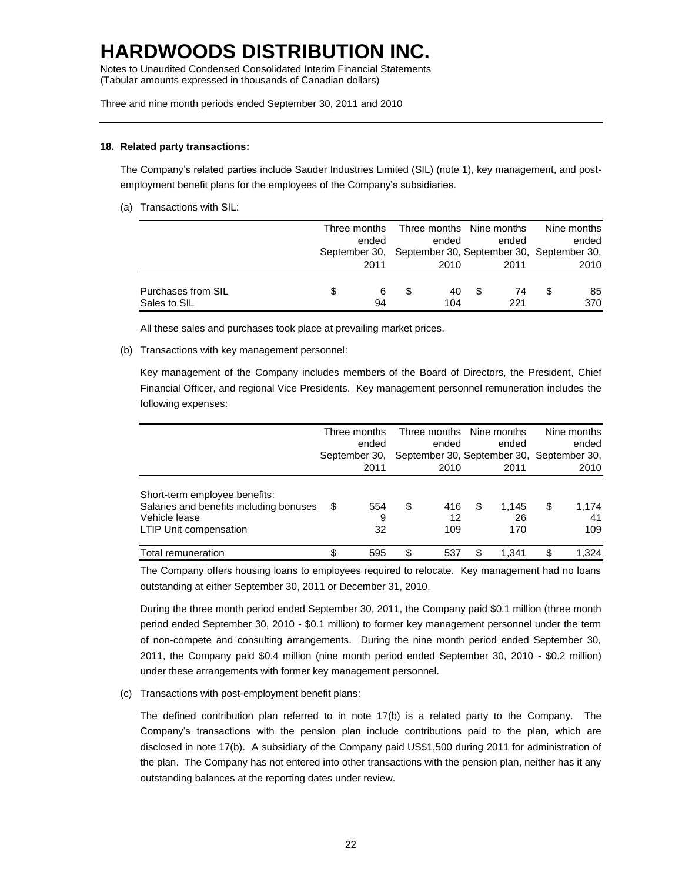# HARDWOODS DISTRIBUTION INC.

Notes to Unaudited Condensed Consolidated Interim Financial Statements
(Tabular amounts expressed in thousands of Canadian dollars)

Three and nine month periods ended September 30, 2011 and 2010

**18. Related party transactions:**

The Company's related parties include Sauder Industries Limited (SIL) (note 1), key management, and post-employment benefit plans for the employees of the Company's subsidiaries.

(a) Transactions with SIL:

| | Three months ended September 30, 2011 | Three months ended September 30, 2010 | Nine months ended September 30, 2011 | Nine months ended September 30, 2010 |
|---|---|---|---|---|
| Purchases from SIL | $ 6 | $ 40 | $ 74 | $ 85 |
| Sales to SIL | 94 | 104 | 221 | 370 |

All these sales and purchases took place at prevailing market prices.

(b) Transactions with key management personnel:

Key management of the Company includes members of the Board of Directors, the President, Chief Financial Officer, and regional Vice Presidents. Key management personnel remuneration includes the following expenses:

| | Three months ended September 30, 2011 | Three months ended September 30, 2010 | Nine months ended September 30, 2011 | Nine months ended September 30, 2010 |
|---|---|---|---|---|
| Short-term employee benefits: | | | | |
| Salaries and benefits including bonuses | $ 554 | $ 416 | $ 1,145 | $ 1,174 |
| Vehicle lease | 9 | 12 | 26 | 41 |
| LTIP Unit compensation | 32 | 109 | 170 | 109 |
| Total remuneration | $ 595 | $ 537 | $ 1,341 | $ 1,324 |

The Company offers housing loans to employees required to relocate. Key management had no loans outstanding at either September 30, 2011 or December 31, 2010.

During the three month period ended September 30, 2011, the Company paid $0.1 million (three month period ended September 30, 2010 - $0.1 million) to former key management personnel under the term of non-compete and consulting arrangements. During the nine month period ended September 30, 2011, the Company paid $0.4 million (nine month period ended September 30, 2010 - $0.2 million) under these arrangements with former key management personnel.

(c) Transactions with post-employment benefit plans:

The defined contribution plan referred to in note 17(b) is a related party to the Company. The Company's transactions with the pension plan include contributions paid to the plan, which are disclosed in note 17(b). A subsidiary of the Company paid US$1,500 during 2011 for administration of the plan. The Company has not entered into other transactions with the pension plan, neither has it any outstanding balances at the reporting dates under review.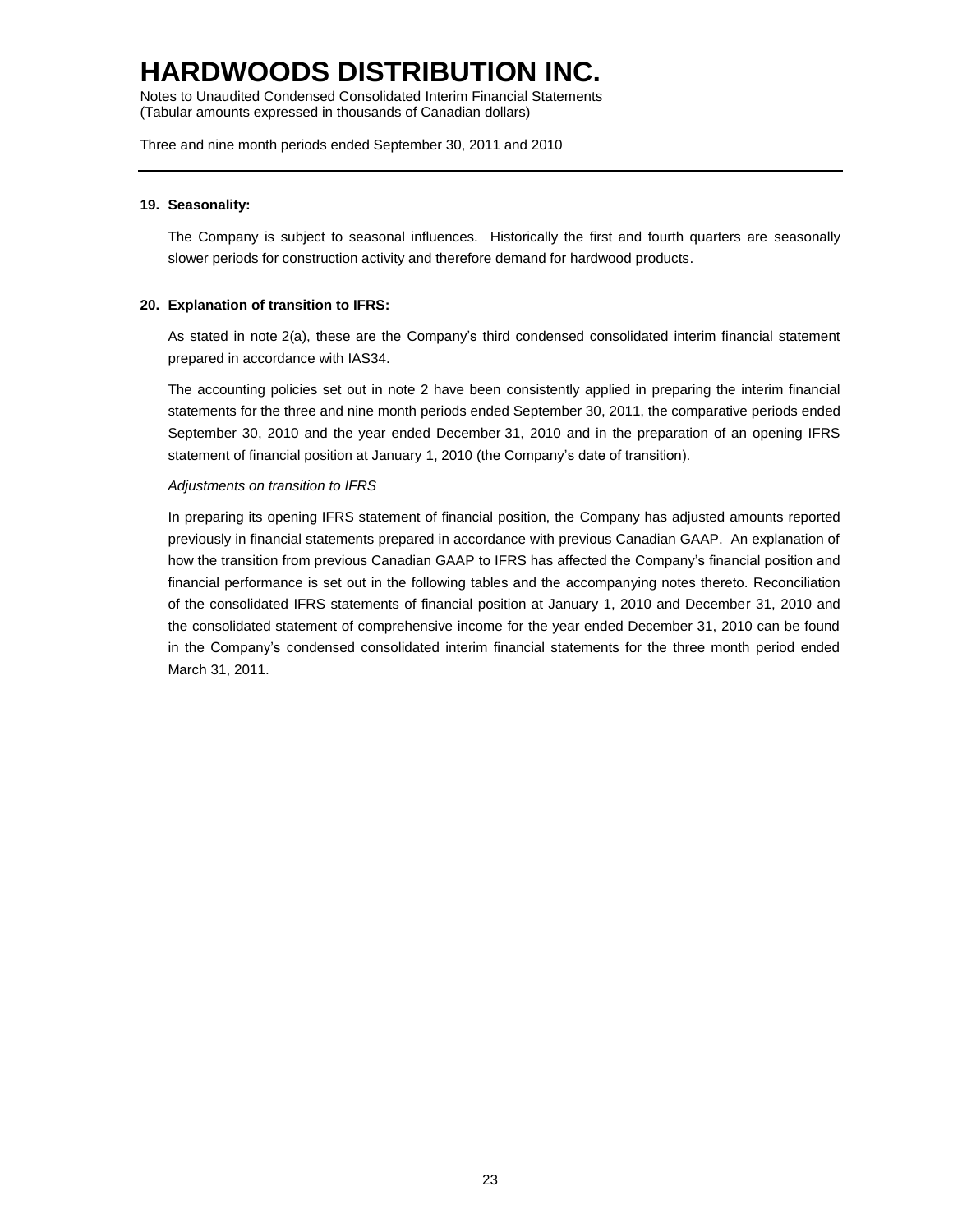**19. Seasonality:**

The Company is subject to seasonal influences. Historically the first and fourth quarters are seasonally slower periods for construction activity and therefore demand for hardwood products.

**20. Explanation of transition to IFRS:**

As stated in note 2(a), these are the Company's third condensed consolidated interim financial statement prepared in accordance with IAS34.

The accounting policies set out in note 2 have been consistently applied in preparing the interim financial statements for the three and nine month periods ended September 30, 2011, the comparative periods ended September 30, 2010 and the year ended December 31, 2010 and in the preparation of an opening IFRS statement of financial position at January 1, 2010 (the Company's date of transition).

*Adjustments on transition to IFRS*

In preparing its opening IFRS statement of financial position, the Company has adjusted amounts reported previously in financial statements prepared in accordance with previous Canadian GAAP. An explanation of how the transition from previous Canadian GAAP to IFRS has affected the Company's financial position and financial performance is set out in the following tables and the accompanying notes thereto. Reconciliation of the consolidated IFRS statements of financial position at January 1, 2010 and December 31, 2010 and the consolidated statement of comprehensive income for the year ended December 31, 2010 can be found in the Company's condensed consolidated interim financial statements for the three month period ended March 31, 2011.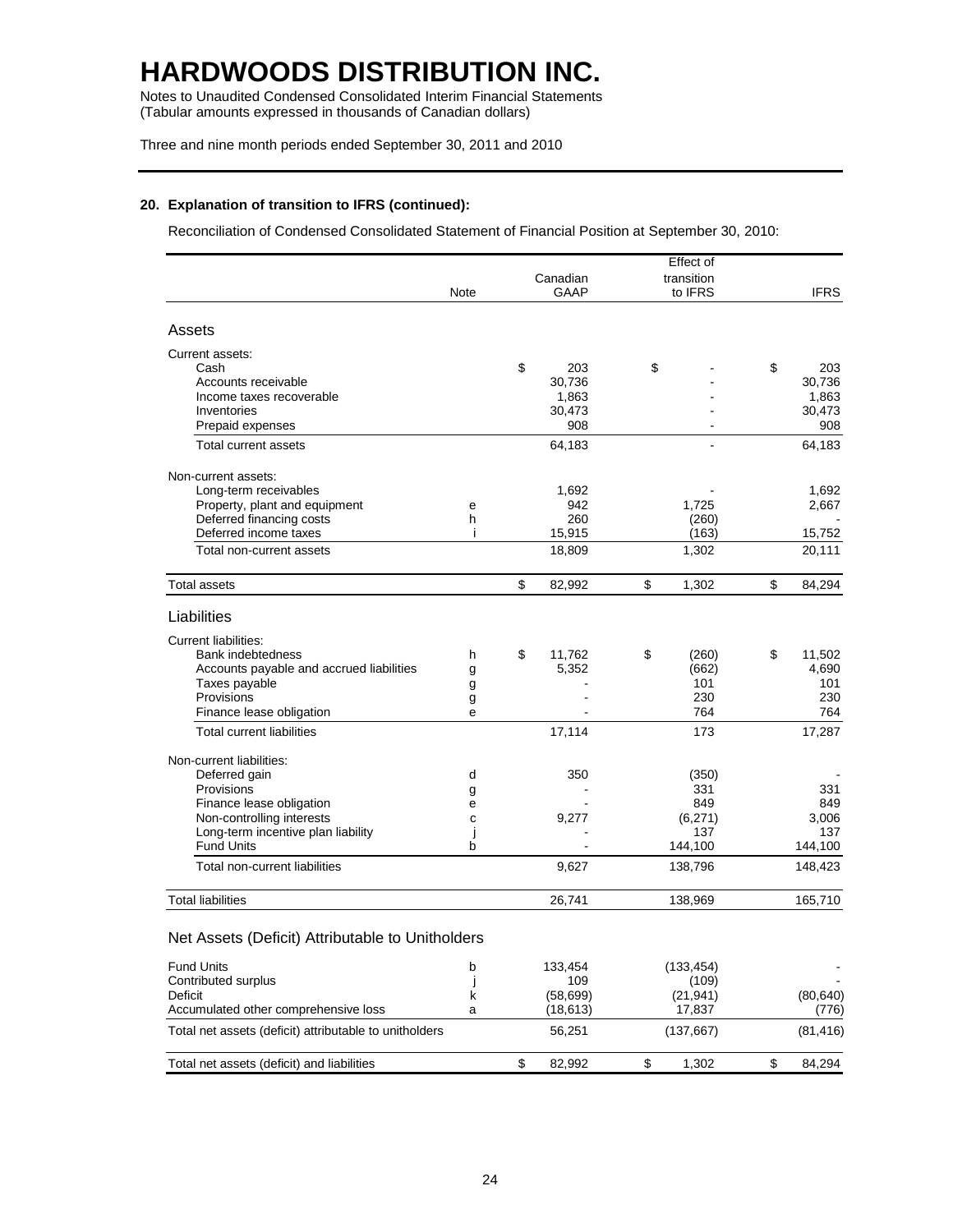# HARDWOODS DISTRIBUTION INC.

Notes to Unaudited Condensed Consolidated Interim Financial Statements
(Tabular amounts expressed in thousands of Canadian dollars)

Three and nine month periods ended September 30, 2011 and 2010

**20. Explanation of transition to IFRS (continued):**

Reconciliation of Condensed Consolidated Statement of Financial Position at September 30, 2010:

| | Note | Canadian GAAP | Effect of transition to IFRS | IFRS |
|---|---|---|---|---|
| **Assets** | | | | |
| Current assets: | | | | |
| Cash | | $ 203 | $ - | $ 203 |
| Accounts receivable | | 30,736 | - | 30,736 |
| Income taxes recoverable | | 1,863 | - | 1,863 |
| Inventories | | 30,473 | - | 30,473 |
| Prepaid expenses | | 908 | - | 908 |
| Total current assets | | 64,183 | - | 64,183 |
| Non-current assets: | | | | |
| Long-term receivables | | 1,692 | - | 1,692 |
| Property, plant and equipment | e | 942 | 1,725 | 2,667 |
| Deferred financing costs | h | 260 | (260) | - |
| Deferred income taxes | i | 15,915 | (163) | 15,752 |
| Total non-current assets | | 18,809 | 1,302 | 20,111 |
| Total assets | | $ 82,992 | $ 1,302 | $ 84,294 |
| **Liabilities** | | | | |
| Current liabilities: | | | | |
| Bank indebtedness | h | $ 11,762 | $ (260) | $ 11,502 |
| Accounts payable and accrued liabilities | g | 5,352 | (662) | 4,690 |
| Taxes payable | g | - | 101 | 101 |
| Provisions | g | - | 230 | 230 |
| Finance lease obligation | e | - | 764 | 764 |
| Total current liabilities | | 17,114 | 173 | 17,287 |
| Non-current liabilities: | | | | |
| Deferred gain | d | 350 | (350) | - |
| Provisions | g | - | 331 | 331 |
| Finance lease obligation | e | - | 849 | 849 |
| Non-controlling interests | c | 9,277 | (6,271) | 3,006 |
| Long-term incentive plan liability | j | - | 137 | 137 |
| Fund Units | b | - | 144,100 | 144,100 |
| Total non-current liabilities | | 9,627 | 138,796 | 148,423 |
| Total liabilities | | 26,741 | 138,969 | 165,710 |
| **Net Assets (Deficit) Attributable to Unitholders** | | | | |
| Fund Units | b | 133,454 | (133,454) | - |
| Contributed surplus | j | 109 | (109) | - |
| Deficit | k | (58,699) | (21,941) | (80,640) |
| Accumulated other comprehensive loss | a | (18,613) | 17,837 | (776) |
| Total net assets (deficit) attributable to unitholders | | 56,251 | (137,667) | (81,416) |
| Total net assets (deficit) and liabilities | | $ 82,992 | $ 1,302 | $ 84,294 |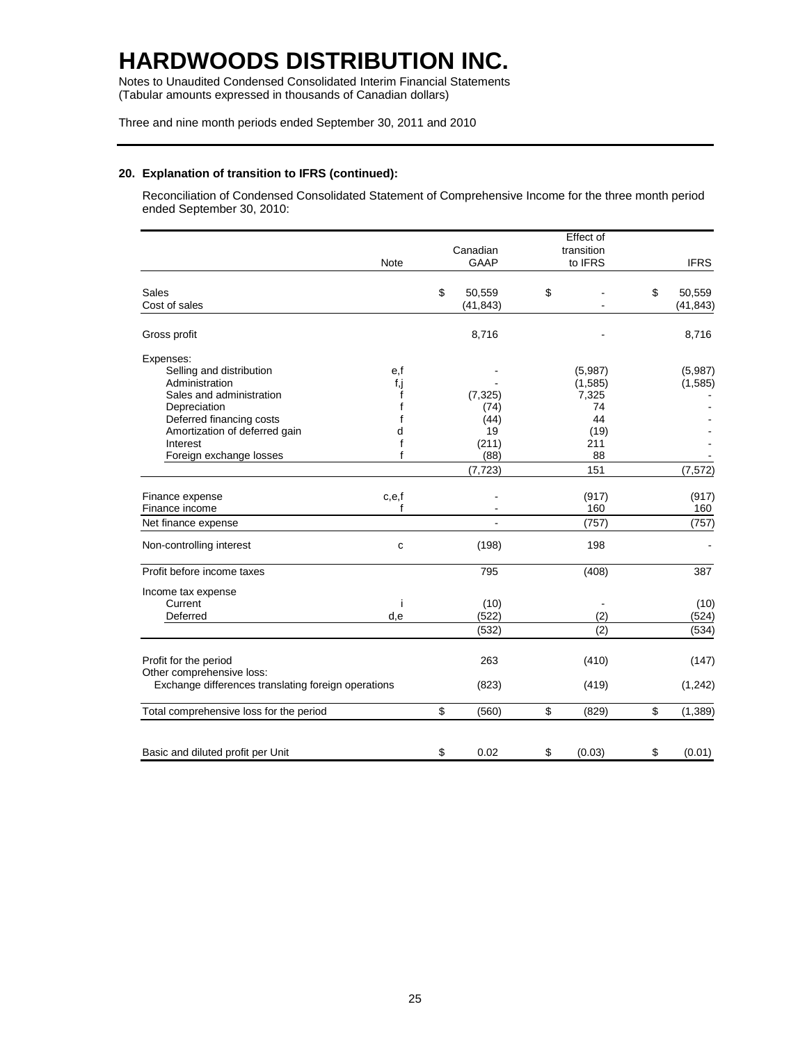# HARDWOODS DISTRIBUTION INC.

Notes to Unaudited Condensed Consolidated Interim Financial Statements
(Tabular amounts expressed in thousands of Canadian dollars)

Three and nine month periods ended September 30, 2011 and 2010

**20. Explanation of transition to IFRS (continued):**

Reconciliation of Condensed Consolidated Statement of Comprehensive Income for the three month period ended September 30, 2010:

| | Note | Canadian GAAP | Effect of transition to IFRS | IFRS |
|---|---|---|---|---|
| Sales | | $ 50,559 | $ - | $ 50,559 |
| Cost of sales | | (41,843) | - | (41,843) |
| Gross profit | | 8,716 | - | 8,716 |
| Expenses: | | | | |
| Selling and distribution | e,f | - | (5,987) | (5,987) |
| Administration | f,j | - | (1,585) | (1,585) |
| Sales and administration | f | (7,325) | 7,325 | - |
| Depreciation | f | (74) | 74 | - |
| Deferred financing costs | f | (44) | 44 | - |
| Amortization of deferred gain | d | 19 | (19) | - |
| Interest | f | (211) | 211 | - |
| Foreign exchange losses | f | (88) | 88 | - |
| | | (7,723) | 151 | (7,572) |
| Finance expense | c,e,f | - | (917) | (917) |
| Finance income | f | - | 160 | 160 |
| Net finance expense | | - | (757) | (757) |
| Non-controlling interest | c | (198) | 198 | - |
| Profit before income taxes | | 795 | (408) | 387 |
| Income tax expense | | | | |
| Current | i | (10) | - | (10) |
| Deferred | d,e | (522) | (2) | (524) |
| | | (532) | (2) | (534) |
| Profit for the period | | 263 | (410) | (147) |
| Other comprehensive loss: | | | | |
| Exchange differences translating foreign operations | | (823) | (419) | (1,242) |
| Total comprehensive loss for the period | | $ (560) | $ (829) | $ (1,389) |
| Basic and diluted profit per Unit | | $ 0.02 | $ (0.03) | $ (0.01) |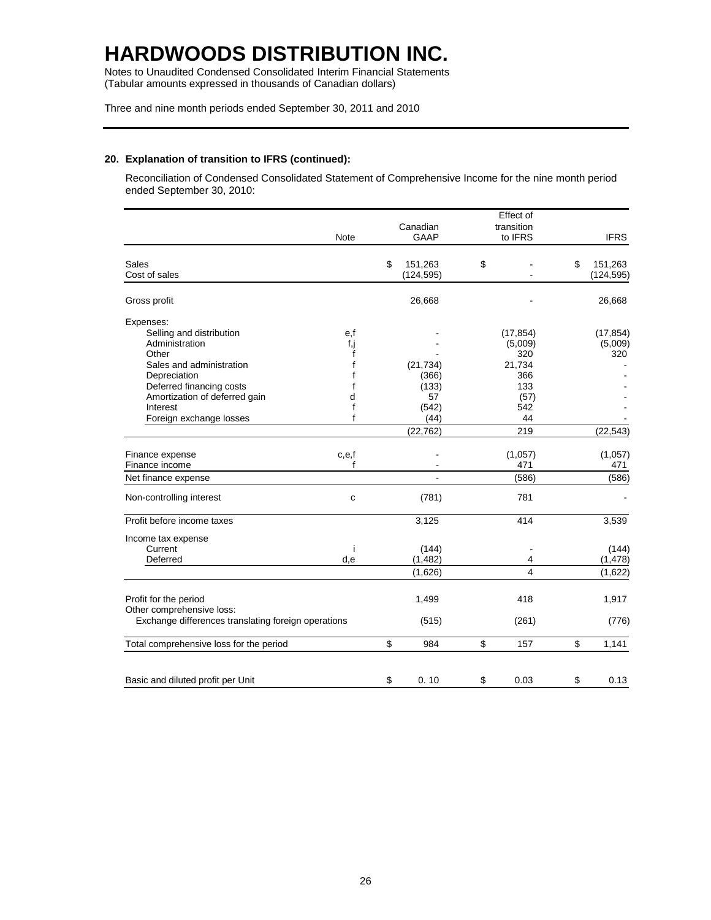# HARDWOODS DISTRIBUTION INC.

Notes to Unaudited Condensed Consolidated Interim Financial Statements
(Tabular amounts expressed in thousands of Canadian dollars)

Three and nine month periods ended September 30, 2011 and 2010

### 20. Explanation of transition to IFRS (continued):

Reconciliation of Condensed Consolidated Statement of Comprehensive Income for the nine month period ended September 30, 2010:

| | Note | Canadian GAAP | Effect of transition to IFRS | IFRS |
|---|---|---|---|---|
| Sales | | $ 151,263 | $ - | $ 151,263 |
| Cost of sales | | (124,595) | - | (124,595) |
| Gross profit | | 26,668 | - | 26,668 |
| Expenses: | | | | |
| Selling and distribution | e,f | - | (17,854) | (17,854) |
| Administration | f,j | - | (5,009) | (5,009) |
| Other | f | - | 320 | 320 |
| Sales and administration | f | (21,734) | 21,734 | - |
| Depreciation | f | (366) | 366 | - |
| Deferred financing costs | f | (133) | 133 | - |
| Amortization of deferred gain | d | 57 | (57) | - |
| Interest | f | (542) | 542 | - |
| Foreign exchange losses | f | (44) | 44 | - |
| | | (22,762) | 219 | (22,543) |
| Finance expense | c,e,f | - | (1,057) | (1,057) |
| Finance income | f | - | 471 | 471 |
| Net finance expense | | - | (586) | (586) |
| Non-controlling interest | c | (781) | 781 | - |
| Profit before income taxes | | 3,125 | 414 | 3,539 |
| Income tax expense | | | | |
| Current | i | (144) | - | (144) |
| Deferred | d,e | (1,482) | 4 | (1,478) |
| | | (1,626) | 4 | (1,622) |
| Profit for the period | | 1,499 | 418 | 1,917 |
| Other comprehensive loss: | | | | |
| Exchange differences translating foreign operations | | (515) | (261) | (776) |
| Total comprehensive loss for the period | | $ 984 | $ 157 | $ 1,141 |
| Basic and diluted profit per Unit | | $ 0. 10 | $ 0.03 | $ 0.13 |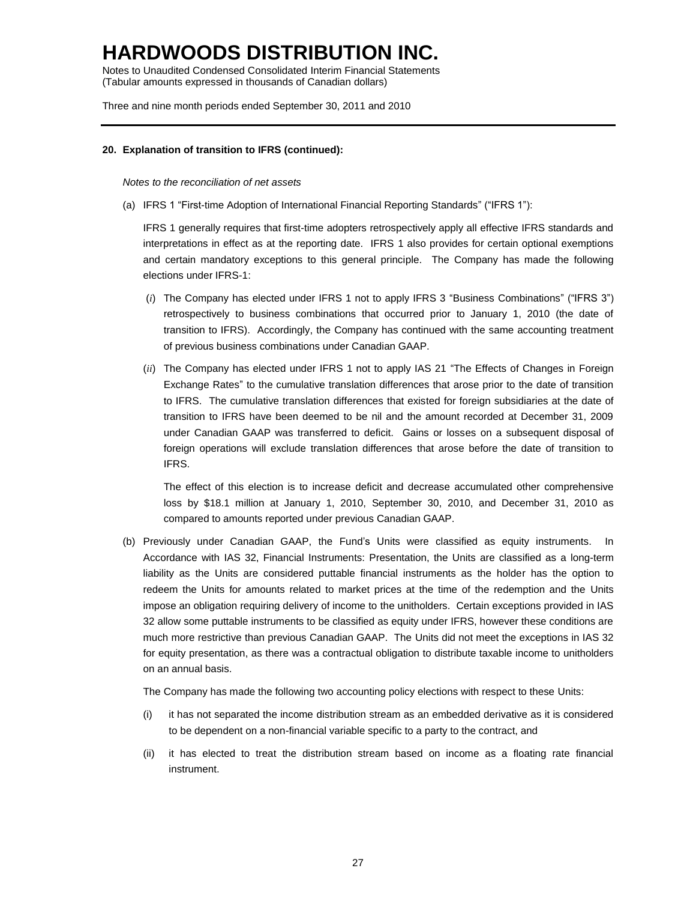#### 20. Explanation of transition to IFRS (continued):

*Notes to the reconciliation of net assets*

(a) IFRS 1 "First-time Adoption of International Financial Reporting Standards" ("IFRS 1"):

IFRS 1 generally requires that first-time adopters retrospectively apply all effective IFRS standards and interpretations in effect as at the reporting date. IFRS 1 also provides for certain optional exemptions and certain mandatory exceptions to this general principle. The Company has made the following elections under IFRS-1:

(*i*) The Company has elected under IFRS 1 not to apply IFRS 3 "Business Combinations" ("IFRS 3") retrospectively to business combinations that occurred prior to January 1, 2010 (the date of transition to IFRS). Accordingly, the Company has continued with the same accounting treatment of previous business combinations under Canadian GAAP.

(*ii*) The Company has elected under IFRS 1 not to apply IAS 21 "The Effects of Changes in Foreign Exchange Rates" to the cumulative translation differences that arose prior to the date of transition to IFRS. The cumulative translation differences that existed for foreign subsidiaries at the date of transition to IFRS have been deemed to be nil and the amount recorded at December 31, 2009 under Canadian GAAP was transferred to deficit. Gains or losses on a subsequent disposal of foreign operations will exclude translation differences that arose before the date of transition to IFRS.

The effect of this election is to increase deficit and decrease accumulated other comprehensive loss by $18.1 million at January 1, 2010, September 30, 2010, and December 31, 2010 as compared to amounts reported under previous Canadian GAAP.

(b) Previously under Canadian GAAP, the Fund's Units were classified as equity instruments. In Accordance with IAS 32, Financial Instruments: Presentation, the Units are classified as a long-term liability as the Units are considered puttable financial instruments as the holder has the option to redeem the Units for amounts related to market prices at the time of the redemption and the Units impose an obligation requiring delivery of income to the unitholders. Certain exceptions provided in IAS 32 allow some puttable instruments to be classified as equity under IFRS, however these conditions are much more restrictive than previous Canadian GAAP. The Units did not meet the exceptions in IAS 32 for equity presentation, as there was a contractual obligation to distribute taxable income to unitholders on an annual basis.

The Company has made the following two accounting policy elections with respect to these Units:

(i) it has not separated the income distribution stream as an embedded derivative as it is considered to be dependent on a non-financial variable specific to a party to the contract, and

(ii) it has elected to treat the distribution stream based on income as a floating rate financial instrument.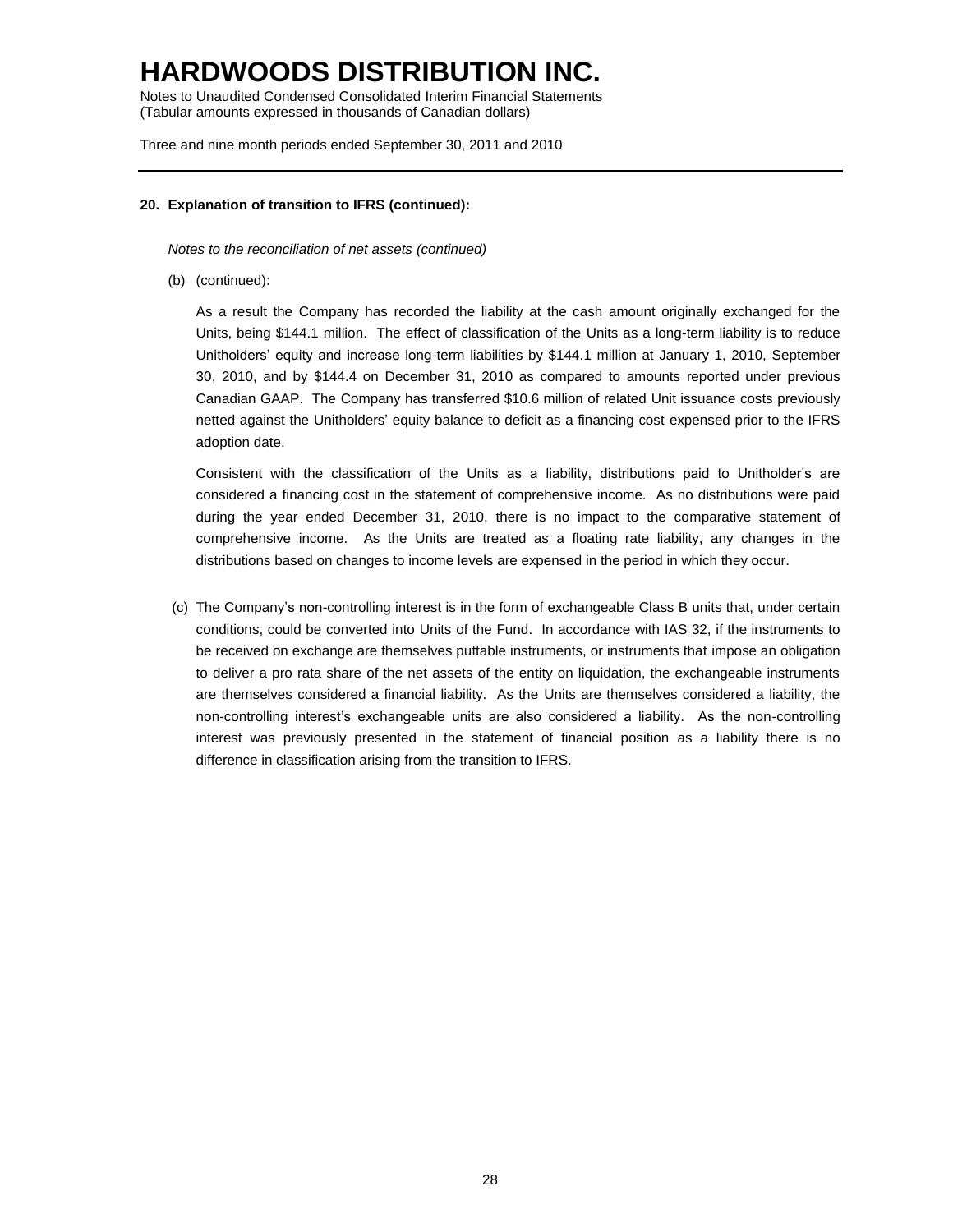### 20. Explanation of transition to IFRS (continued):

*Notes to the reconciliation of net assets (continued)*

(b) (continued):

As a result the Company has recorded the liability at the cash amount originally exchanged for the Units, being $144.1 million. The effect of classification of the Units as a long-term liability is to reduce Unitholders' equity and increase long-term liabilities by $144.1 million at January 1, 2010, September 30, 2010, and by $144.4 on December 31, 2010 as compared to amounts reported under previous Canadian GAAP. The Company has transferred $10.6 million of related Unit issuance costs previously netted against the Unitholders' equity balance to deficit as a financing cost expensed prior to the IFRS adoption date.

Consistent with the classification of the Units as a liability, distributions paid to Unitholder's are considered a financing cost in the statement of comprehensive income. As no distributions were paid during the year ended December 31, 2010, there is no impact to the comparative statement of comprehensive income. As the Units are treated as a floating rate liability, any changes in the distributions based on changes to income levels are expensed in the period in which they occur.

(c) The Company's non-controlling interest is in the form of exchangeable Class B units that, under certain conditions, could be converted into Units of the Fund. In accordance with IAS 32, if the instruments to be received on exchange are themselves puttable instruments, or instruments that impose an obligation to deliver a pro rata share of the net assets of the entity on liquidation, the exchangeable instruments are themselves considered a financial liability. As the Units are themselves considered a liability, the non-controlling interest's exchangeable units are also considered a liability. As the non-controlling interest was previously presented in the statement of financial position as a liability there is no difference in classification arising from the transition to IFRS.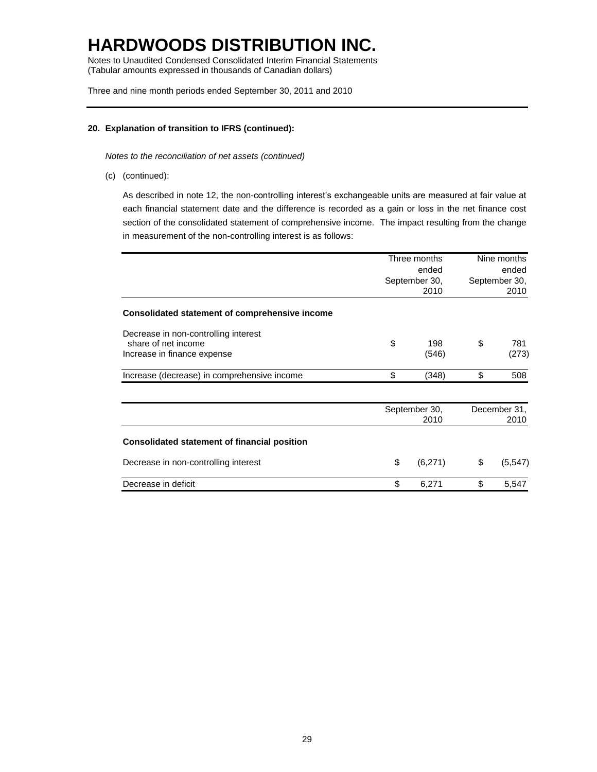# HARDWOODS DISTRIBUTION INC.

Notes to Unaudited Condensed Consolidated Interim Financial Statements
(Tabular amounts expressed in thousands of Canadian dollars)

Three and nine month periods ended September 30, 2011 and 2010

**20. Explanation of transition to IFRS (continued):**

*Notes to the reconciliation of net assets (continued)*

(c) (continued):

As described in note 12, the non-controlling interest's exchangeable units are measured at fair value at each financial statement date and the difference is recorded as a gain or loss in the net finance cost section of the consolidated statement of comprehensive income. The impact resulting from the change in measurement of the non-controlling interest is as follows:

| | Three months ended September 30, 2010 | Nine months ended September 30, 2010 |
|---|---|---|
| **Consolidated statement of comprehensive income** | | |
| Decrease in non-controlling interest share of net income | $ 198 | $ 781 |
| Increase in finance expense | (546) | (273) |
| Increase (decrease) in comprehensive income | $ (348) | $ 508 |

| | September 30, 2010 | December 31, 2010 |
|---|---|---|
| **Consolidated statement of financial position** | | |
| Decrease in non-controlling interest | $ (6,271) | $ (5,547) |
| Decrease in deficit | $ 6,271 | $ 5,547 |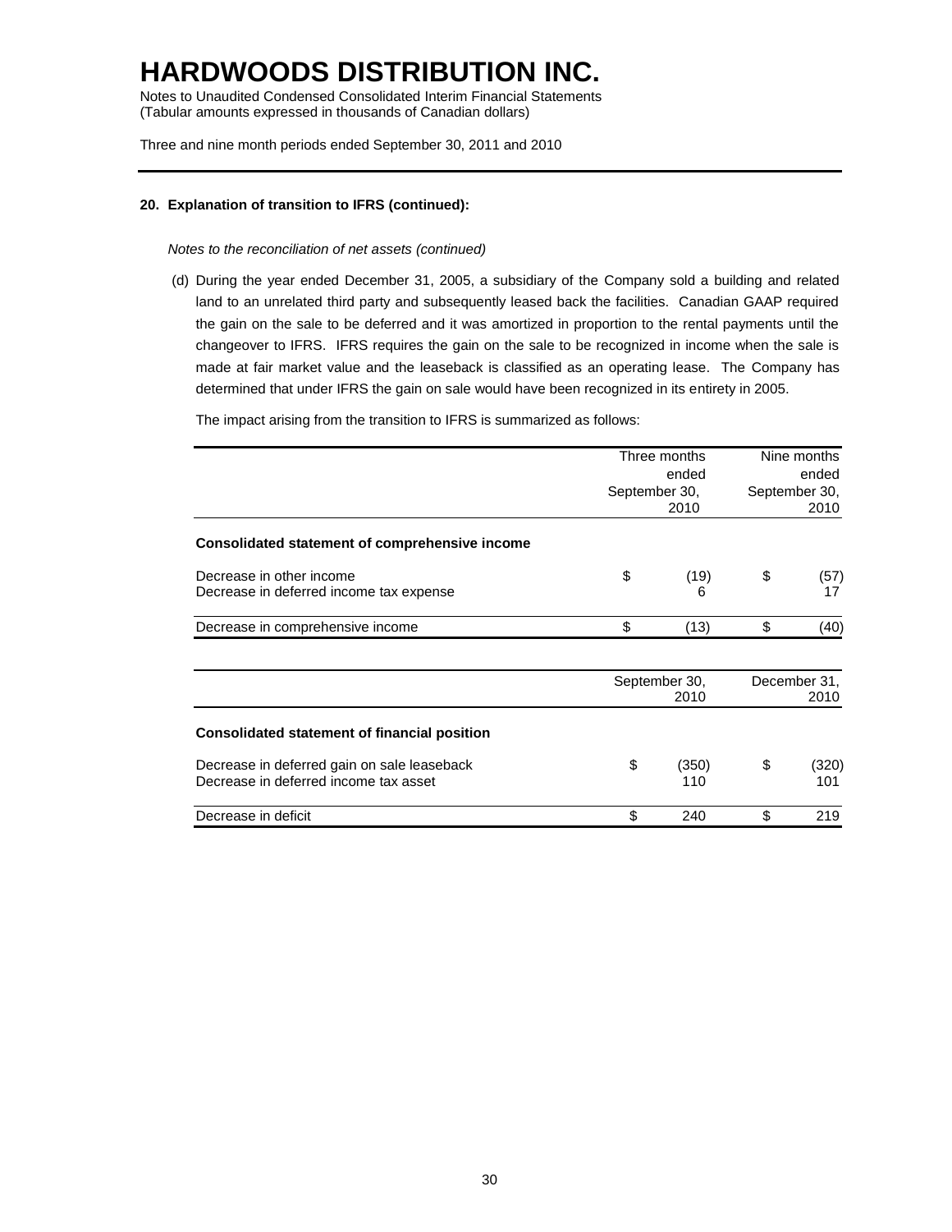# HARDWOODS DISTRIBUTION INC.

Notes to Unaudited Condensed Consolidated Interim Financial Statements
(Tabular amounts expressed in thousands of Canadian dollars)

Three and nine month periods ended September 30, 2011 and 2010

**20. Explanation of transition to IFRS (continued):**

*Notes to the reconciliation of net assets (continued)*

(d) During the year ended December 31, 2005, a subsidiary of the Company sold a building and related land to an unrelated third party and subsequently leased back the facilities. Canadian GAAP required the gain on the sale to be deferred and it was amortized in proportion to the rental payments until the changeover to IFRS. IFRS requires the gain on the sale to be recognized in income when the sale is made at fair market value and the leaseback is classified as an operating lease. The Company has determined that under IFRS the gain on sale would have been recognized in its entirety in 2005.

The impact arising from the transition to IFRS is summarized as follows:

| | Three months ended September 30, 2010 | Nine months ended September 30, 2010 |
|---|---|---|
| **Consolidated statement of comprehensive income** | | |
| Decrease in other income | $ (19) | $ (57) |
| Decrease in deferred income tax expense | 6 | 17 |
| Decrease in comprehensive income | $ (13) | $ (40) |

| | September 30, 2010 | December 31, 2010 |
|---|---|---|
| **Consolidated statement of financial position** | | |
| Decrease in deferred gain on sale leaseback | $ (350) | $ (320) |
| Decrease in deferred income tax asset | 110 | 101 |
| Decrease in deficit | $ 240 | $ 219 |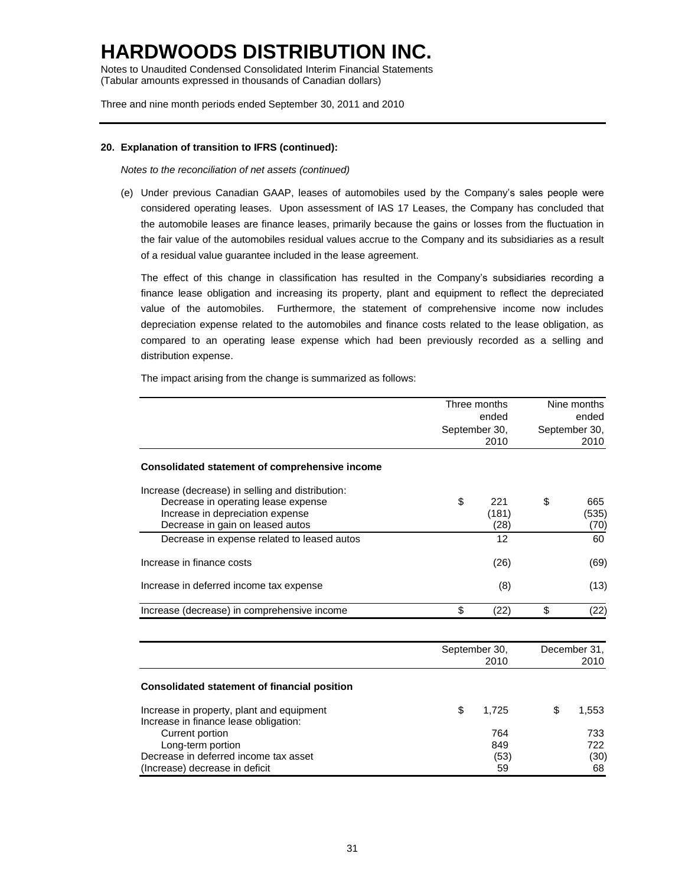# HARDWOODS DISTRIBUTION INC.

Notes to Unaudited Condensed Consolidated Interim Financial Statements
(Tabular amounts expressed in thousands of Canadian dollars)

Three and nine month periods ended September 30, 2011 and 2010

**20. Explanation of transition to IFRS (continued):**

*Notes to the reconciliation of net assets (continued)*

(e) Under previous Canadian GAAP, leases of automobiles used by the Company's sales people were considered operating leases. Upon assessment of IAS 17 Leases, the Company has concluded that the automobile leases are finance leases, primarily because the gains or losses from the fluctuation in the fair value of the automobiles residual values accrue to the Company and its subsidiaries as a result of a residual value guarantee included in the lease agreement.

The effect of this change in classification has resulted in the Company's subsidiaries recording a finance lease obligation and increasing its property, plant and equipment to reflect the depreciated value of the automobiles. Furthermore, the statement of comprehensive income now includes depreciation expense related to the automobiles and finance costs related to the lease obligation, as compared to an operating lease expense which had been previously recorded as a selling and distribution expense.

The impact arising from the change is summarized as follows:

| | Three months ended September 30, 2010 | Nine months ended September 30, 2010 |
|---|---|---|
| **Consolidated statement of comprehensive income** | | |
| Increase (decrease) in selling and distribution: | | |
| Decrease in operating lease expense | $ 221 | $ 665 |
| Increase in depreciation expense | (181) | (535) |
| Decrease in gain on leased autos | (28) | (70) |
| Decrease in expense related to leased autos | 12 | 60 |
| Increase in finance costs | (26) | (69) |
| Increase in deferred income tax expense | (8) | (13) |
| Increase (decrease) in comprehensive income | $ (22) | $ (22) |

| | September 30, 2010 | December 31, 2010 |
|---|---|---|
| **Consolidated statement of financial position** | | |
| Increase in property, plant and equipment | $ 1,725 | $ 1,553 |
| Increase in finance lease obligation: | | |
| Current portion | 764 | 733 |
| Long-term portion | 849 | 722 |
| Decrease in deferred income tax asset | (53) | (30) |
| (Increase) decrease in deficit | 59 | 68 |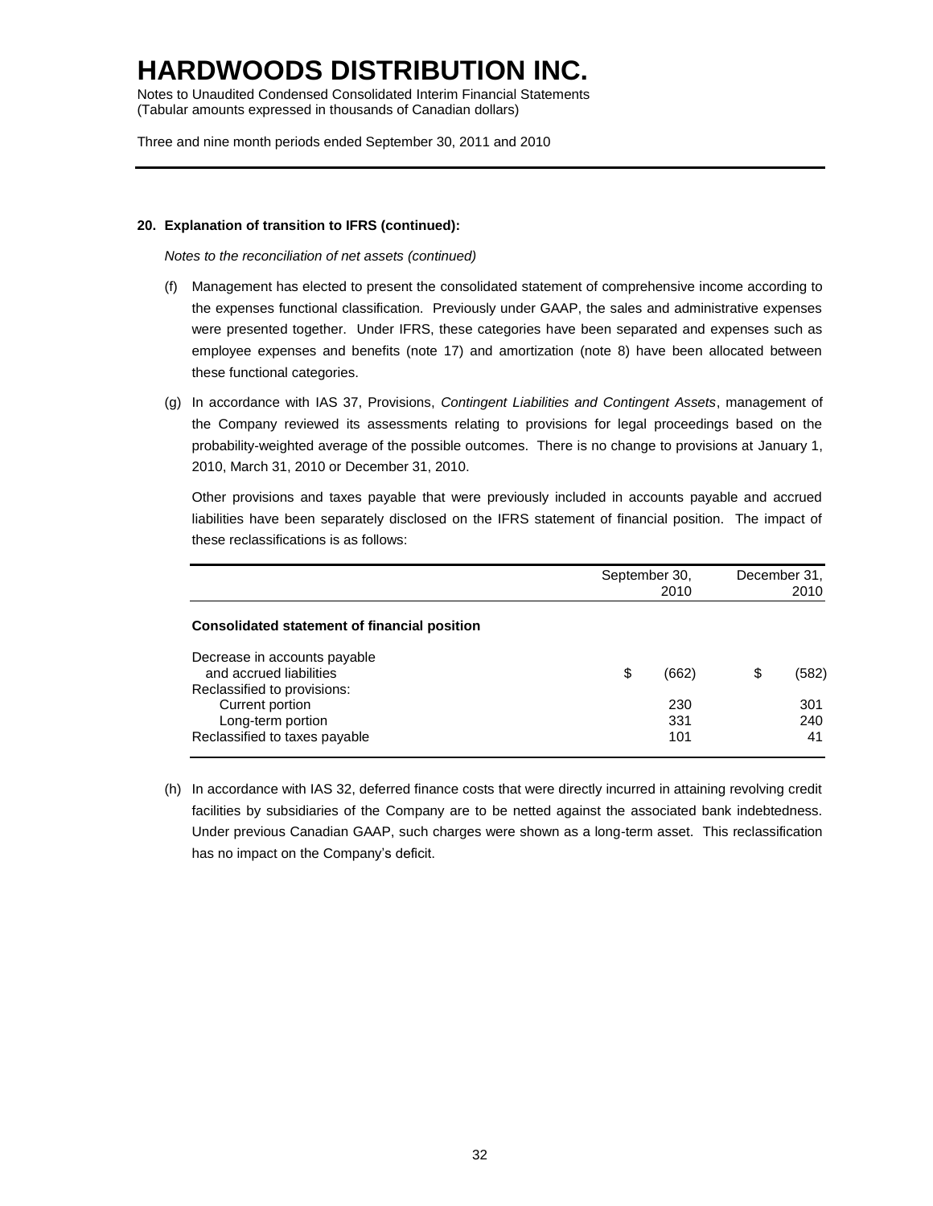# HARDWOODS DISTRIBUTION INC.

Notes to Unaudited Condensed Consolidated Interim Financial Statements
(Tabular amounts expressed in thousands of Canadian dollars)

Three and nine month periods ended September 30, 2011 and 2010

---

**20. Explanation of transition to IFRS (continued):**

*Notes to the reconciliation of net assets (continued)*

(f) Management has elected to present the consolidated statement of comprehensive income according to the expenses functional classification. Previously under GAAP, the sales and administrative expenses were presented together. Under IFRS, these categories have been separated and expenses such as employee expenses and benefits (note 17) and amortization (note 8) have been allocated between these functional categories.

(g) In accordance with IAS 37, Provisions, *Contingent Liabilities and Contingent Assets*, management of the Company reviewed its assessments relating to provisions for legal proceedings based on the probability-weighted average of the possible outcomes. There is no change to provisions at January 1, 2010, March 31, 2010 or December 31, 2010.

Other provisions and taxes payable that were previously included in accounts payable and accrued liabilities have been separately disclosed on the IFRS statement of financial position. The impact of these reclassifications is as follows:

| | September 30, 2010 | December 31, 2010 |
|---|---|---|
| **Consolidated statement of financial position** | | |
| Decrease in accounts payable and accrued liabilities | $ (662) | $ (582) |
| Reclassified to provisions: | | |
| Current portion | 230 | 301 |
| Long-term portion | 331 | 240 |
| Reclassified to taxes payable | 101 | 41 |

(h) In accordance with IAS 32, deferred finance costs that were directly incurred in attaining revolving credit facilities by subsidiaries of the Company are to be netted against the associated bank indebtedness. Under previous Canadian GAAP, such charges were shown as a long-term asset. This reclassification has no impact on the Company's deficit.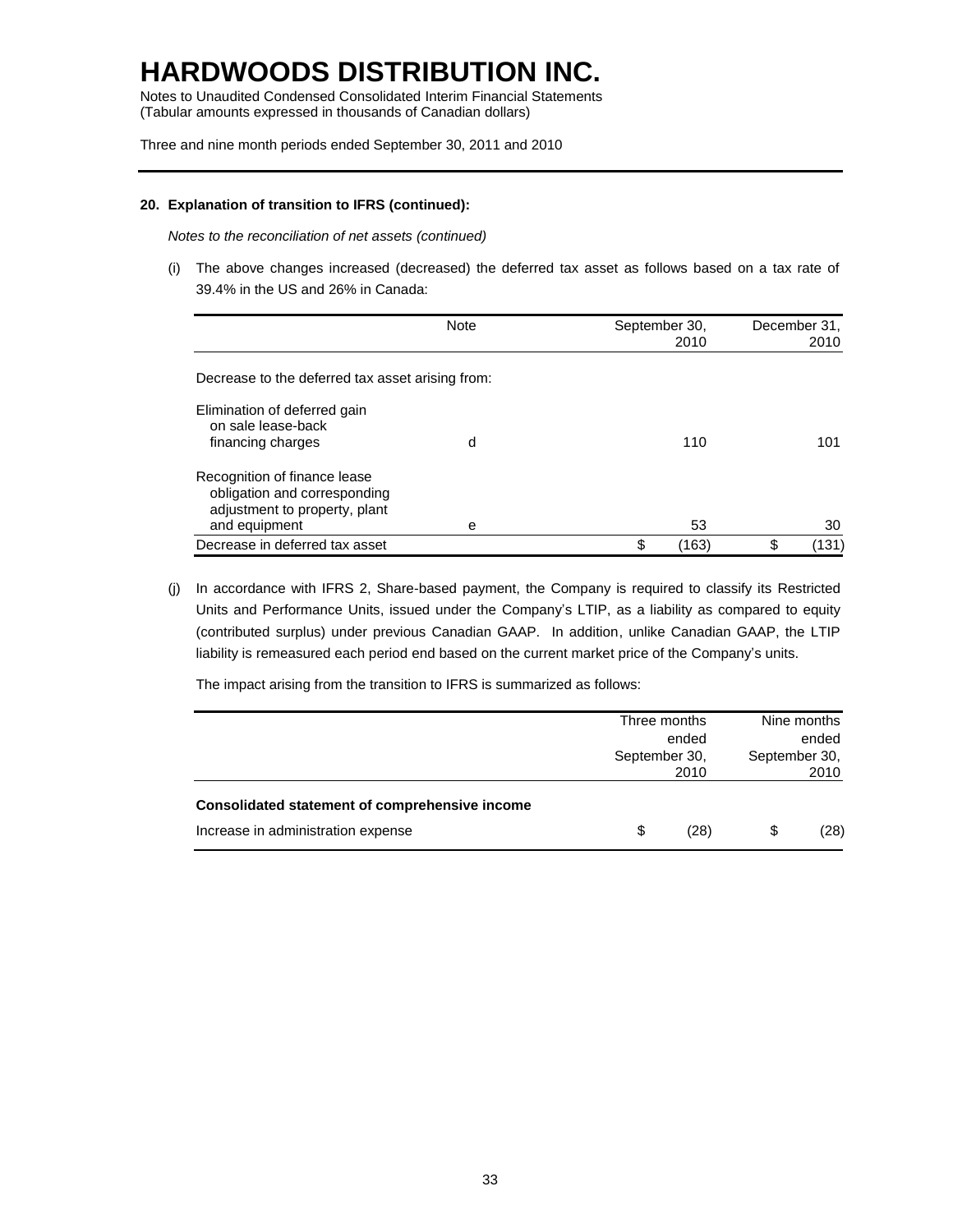# HARDWOODS DISTRIBUTION INC.

Notes to Unaudited Condensed Consolidated Interim Financial Statements
(Tabular amounts expressed in thousands of Canadian dollars)

Three and nine month periods ended September 30, 2011 and 2010

**20. Explanation of transition to IFRS (continued):**

*Notes to the reconciliation of net assets (continued)*

(i) The above changes increased (decreased) the deferred tax asset as follows based on a tax rate of 39.4% in the US and 26% in Canada:

| | Note | September 30, 2010 | December 31, 2010 |
|---|---|---|---|
| Decrease to the deferred tax asset arising from: | | | |
| Elimination of deferred gain on sale lease-back financing charges | d | 110 | 101 |
| Recognition of finance lease obligation and corresponding adjustment to property, plant and equipment | e | 53 | 30 |
| Decrease in deferred tax asset | | $ (163) | $ (131) |

(j) In accordance with IFRS 2, Share-based payment, the Company is required to classify its Restricted Units and Performance Units, issued under the Company's LTIP, as a liability as compared to equity (contributed surplus) under previous Canadian GAAP. In addition, unlike Canadian GAAP, the LTIP liability is remeasured each period end based on the current market price of the Company's units.

The impact arising from the transition to IFRS is summarized as follows:

| | Three months ended September 30, 2010 | Nine months ended September 30, 2010 |
|---|---|---|
| **Consolidated statement of comprehensive income** | | |
| Increase in administration expense | $ (28) | $ (28) |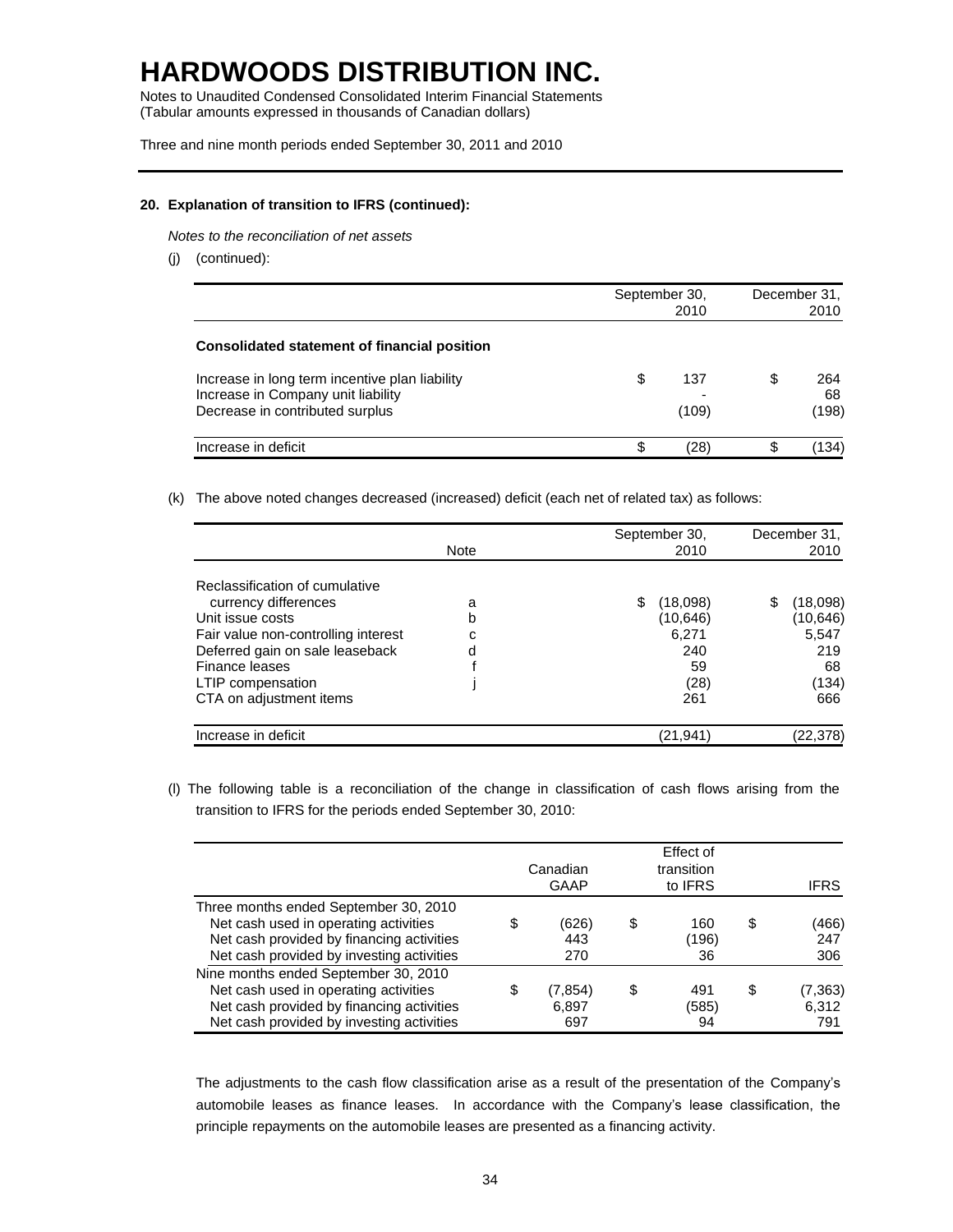## 20. Explanation of transition to IFRS (continued):

*Notes to the reconciliation of net assets*

(j) (continued):

| | September 30, 2010 | December 31, 2010 |
|---|---|---|
| **Consolidated statement of financial position** | | |
| Increase in long term incentive plan liability | $ 137 | $ 264 |
| Increase in Company unit liability | - | 68 |
| Decrease in contributed surplus | (109) | (198) |
| Increase in deficit | $ (28) | $ (134) |

(k) The above noted changes decreased (increased) deficit (each net of related tax) as follows:

| | Note | September 30, 2010 | December 31, 2010 |
|---|---|---|---|
| Reclassification of cumulative currency differences | a | $ (18,098) | $ (18,098) |
| Unit issue costs | b | (10,646) | (10,646) |
| Fair value non-controlling interest | c | 6,271 | 5,547 |
| Deferred gain on sale leaseback | d | 240 | 219 |
| Finance leases | f | 59 | 68 |
| LTIP compensation | j | (28) | (134) |
| CTA on adjustment items | | 261 | 666 |
| Increase in deficit | | (21,941) | (22,378) |

(l) The following table is a reconciliation of the change in classification of cash flows arising from the transition to IFRS for the periods ended September 30, 2010:

| | Canadian GAAP | Effect of transition to IFRS | IFRS |
|---|---|---|---|
| Three months ended September 30, 2010 | | | |
| Net cash used in operating activities | $ (626) | $ 160 | $ (466) |
| Net cash provided by financing activities | 443 | (196) | 247 |
| Net cash provided by investing activities | 270 | 36 | 306 |
| Nine months ended September 30, 2010 | | | |
| Net cash used in operating activities | $ (7,854) | $ 491 | $ (7,363) |
| Net cash provided by financing activities | 6,897 | (585) | 6,312 |
| Net cash provided by investing activities | 697 | 94 | 791 |

The adjustments to the cash flow classification arise as a result of the presentation of the Company's automobile leases as finance leases. In accordance with the Company's lease classification, the principle repayments on the automobile leases are presented as a financing activity.